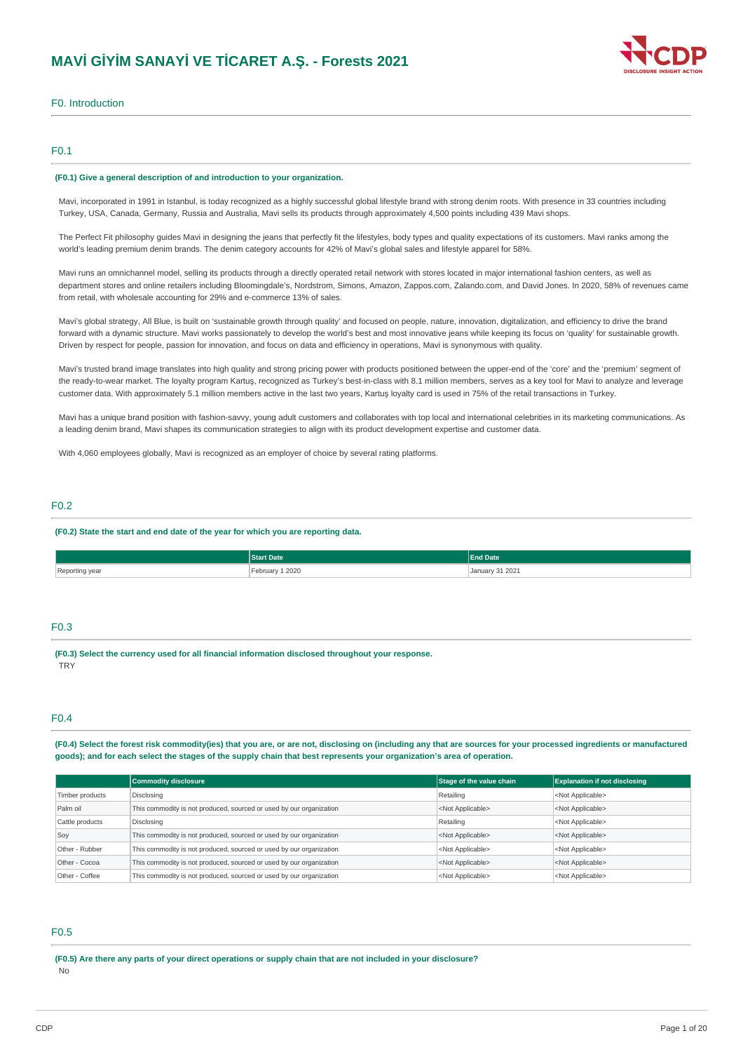# MAVİ GİYİM SANAYİ VE TİCARET A.Ş. - Forests 2021

## F0. Introduction

### F0.1

**(F0.1) Give a general description of and introduction to your organization.**

Mavi, incorporated in 1991 in Istanbul, is today recognized as a highly successful global lifestyle brand with strong denim roots. With presence in 33 countries including Turkey, USA, Canada, Germany, Russia and Australia, Mavi sells its products through approximately 4,500 points including 439 Mavi shops.

The Perfect Fit philosophy guides Mavi in designing the jeans that perfectly fit the lifestyles, body types and quality expectations of its customers. Mavi ranks among the world's leading premium denim brands. The denim category accounts for 42% of Mavi's global sales and lifestyle apparel for 58%.

Mavi runs an omnichannel model, selling its products through a directly operated retail network with stores located in major international fashion centers, as well as department stores and online retailers including Bloomingdale's, Nordstrom, Simons, Amazon, Zappos.com, Zalando.com, and David Jones. In 2020, 58% of revenues came from retail, with wholesale accounting for 29% and e-commerce 13% of sales.

Mavi's global strategy, All Blue, is built on 'sustainable growth through quality' and focused on people, nature, innovation, digitalization, and efficiency to drive the brand forward with a dynamic structure. Mavi works passionately to develop the world's best and most innovative jeans while keeping its focus on 'quality' for sustainable growth. Driven by respect for people, passion for innovation, and focus on data and efficiency in operations, Mavi is synonymous with quality.

Mavi's trusted brand image translates into high quality and strong pricing power with products positioned between the upper-end of the 'core' and the 'premium' segment of the ready-to-wear market. The loyalty program Kartuş, recognized as Turkey's best-in-class with 8.1 million members, serves as a key tool for Mavi to analyze and leverage customer data. With approximately 5.1 million members active in the last two years, Kartuş loyalty card is used in 75% of the retail transactions in Turkey.

Mavi has a unique brand position with fashion-savvy, young adult customers and collaborates with top local and international celebrities in its marketing communications. As a leading denim brand, Mavi shapes its communication strategies to align with its product development expertise and customer data.

With 4,060 employees globally, Mavi is recognized as an employer of choice by several rating platforms.

### F0.2

**(F0.2) State the start and end date of the year for which you are reporting data.**

| | Start Date | End Date |
|---|---|---|
| Reporting year | February 1 2020 | January 31 2021 |

### F0.3

**(F0.3) Select the currency used for all financial information disclosed throughout your response.**

TRY

### F0.4

**(F0.4) Select the forest risk commodity(ies) that you are, or are not, disclosing on (including any that are sources for your processed ingredients or manufactured goods); and for each select the stages of the supply chain that best represents your organization's area of operation.**

| | Commodity disclosure | Stage of the value chain | Explanation if not disclosing |
|---|---|---|---|
| Timber products | Disclosing | Retailing | <Not Applicable> |
| Palm oil | This commodity is not produced, sourced or used by our organization | <Not Applicable> | <Not Applicable> |
| Cattle products | Disclosing | Retailing | <Not Applicable> |
| Soy | This commodity is not produced, sourced or used by our organization | <Not Applicable> | <Not Applicable> |
| Other - Rubber | This commodity is not produced, sourced or used by our organization | <Not Applicable> | <Not Applicable> |
| Other - Cocoa | This commodity is not produced, sourced or used by our organization | <Not Applicable> | <Not Applicable> |
| Other - Coffee | This commodity is not produced, sourced or used by our organization | <Not Applicable> | <Not Applicable> |

### F0.5

**(F0.5) Are there any parts of your direct operations or supply chain that are not included in your disclosure?**

No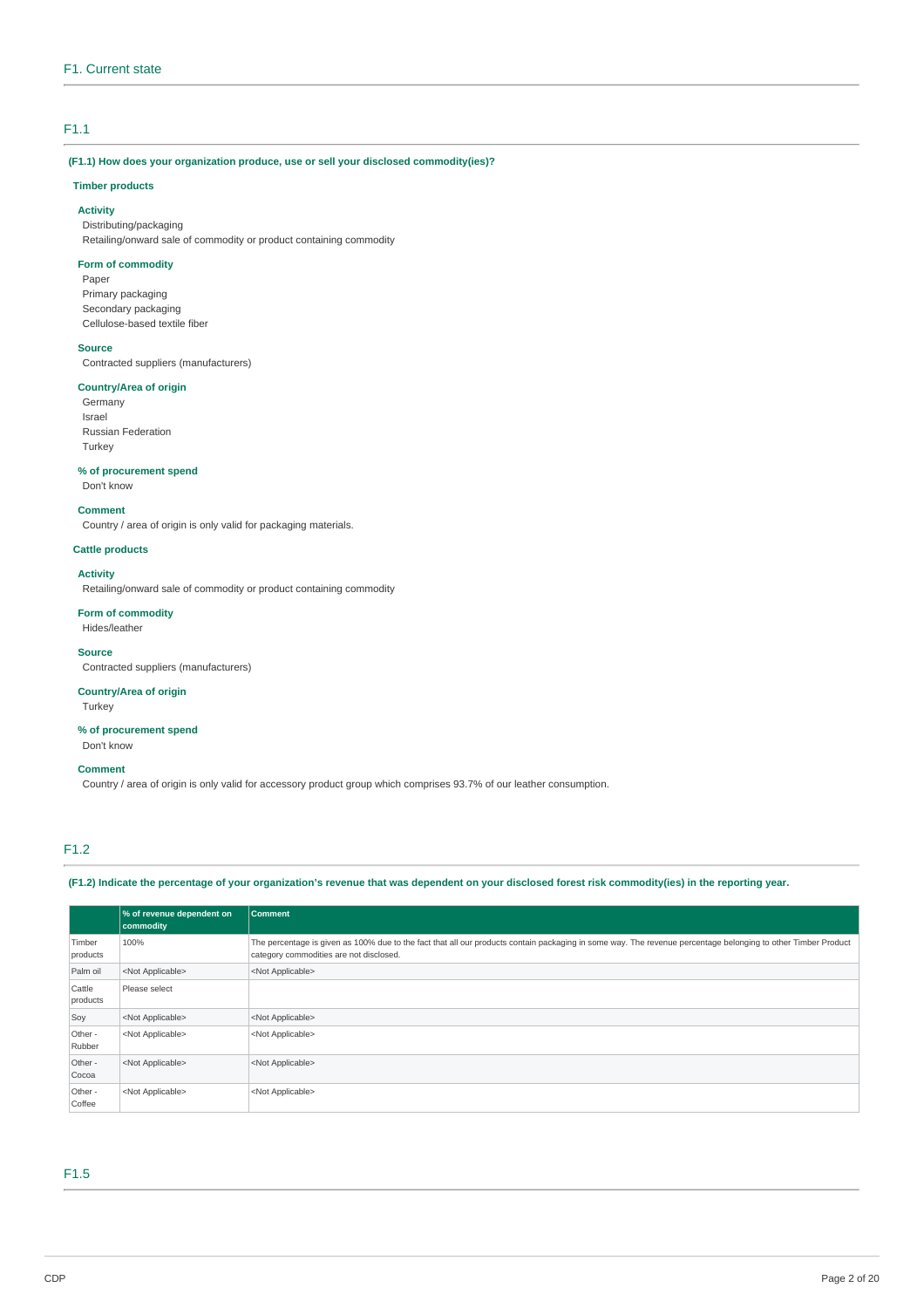## F1. Current state

### F1.1

**(F1.1) How does your organization produce, use or sell your disclosed commodity(ies)?**

**Timber products**

**Activity**

Distributing/packaging
Retailing/onward sale of commodity or product containing commodity

**Form of commodity**

Paper
Primary packaging
Secondary packaging
Cellulose-based textile fiber

**Source**

Contracted suppliers (manufacturers)

**Country/Area of origin**

Germany
Israel
Russian Federation
Turkey

**% of procurement spend**

Don't know

**Comment**

Country / area of origin is only valid for packaging materials.

**Cattle products**

**Activity**

Retailing/onward sale of commodity or product containing commodity

**Form of commodity**

Hides/leather

**Source**

Contracted suppliers (manufacturers)

**Country/Area of origin**

Turkey

**% of procurement spend**

Don't know

**Comment**

Country / area of origin is only valid for accessory product group which comprises 93.7% of our leather consumption.

### F1.2

**(F1.2) Indicate the percentage of your organization's revenue that was dependent on your disclosed forest risk commodity(ies) in the reporting year.**

| | % of revenue dependent on commodity | Comment |
|---|---|---|
| Timber products | 100% | The percentage is given as 100% due to the fact that all our products contain packaging in some way. The revenue percentage belonging to other Timber Product category commodities are not disclosed. |
| Palm oil | <Not Applicable> | <Not Applicable> |
| Cattle products | Please select | |
| Soy | <Not Applicable> | <Not Applicable> |
| Other - Rubber | <Not Applicable> | <Not Applicable> |
| Other - Cocoa | <Not Applicable> | <Not Applicable> |
| Other - Coffee | <Not Applicable> | <Not Applicable> |

### F1.5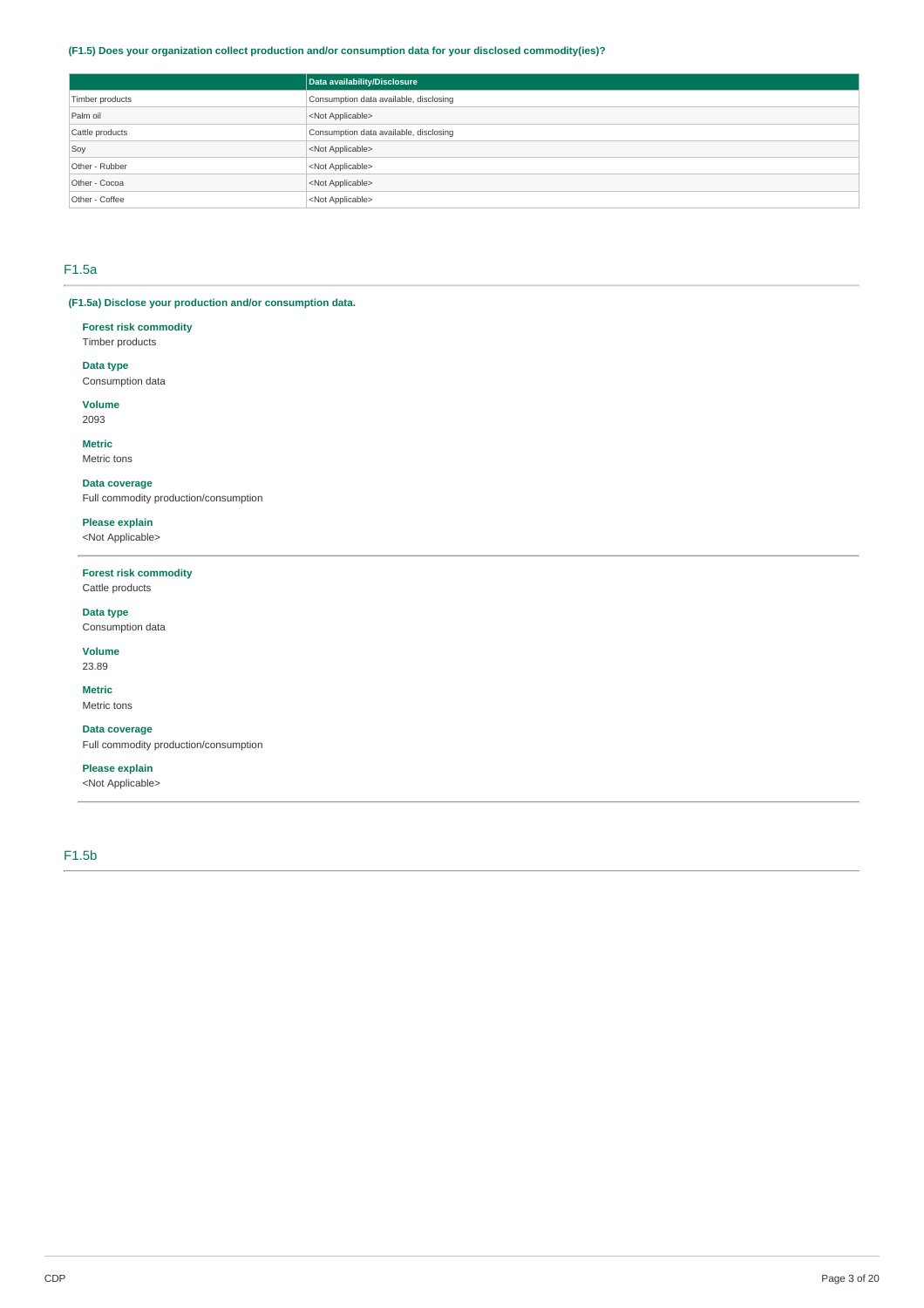**(F1.5) Does your organization collect production and/or consumption data for your disclosed commodity(ies)?**

| | Data availability/Disclosure |
|---|---|
| Timber products | Consumption data available, disclosing |
| Palm oil | <Not Applicable> |
| Cattle products | Consumption data available, disclosing |
| Soy | <Not Applicable> |
| Other - Rubber | <Not Applicable> |
| Other - Cocoa | <Not Applicable> |
| Other - Coffee | <Not Applicable> |

## F1.5a

**(F1.5a) Disclose your production and/or consumption data.**

**Forest risk commodity**
Timber products

**Data type**
Consumption data

**Volume**
2093

**Metric**
Metric tons

**Data coverage**
Full commodity production/consumption

**Please explain**
<Not Applicable>

---

**Forest risk commodity**
Cattle products

**Data type**
Consumption data

**Volume**
23.89

**Metric**
Metric tons

**Data coverage**
Full commodity production/consumption

**Please explain**
<Not Applicable>

---

## F1.5b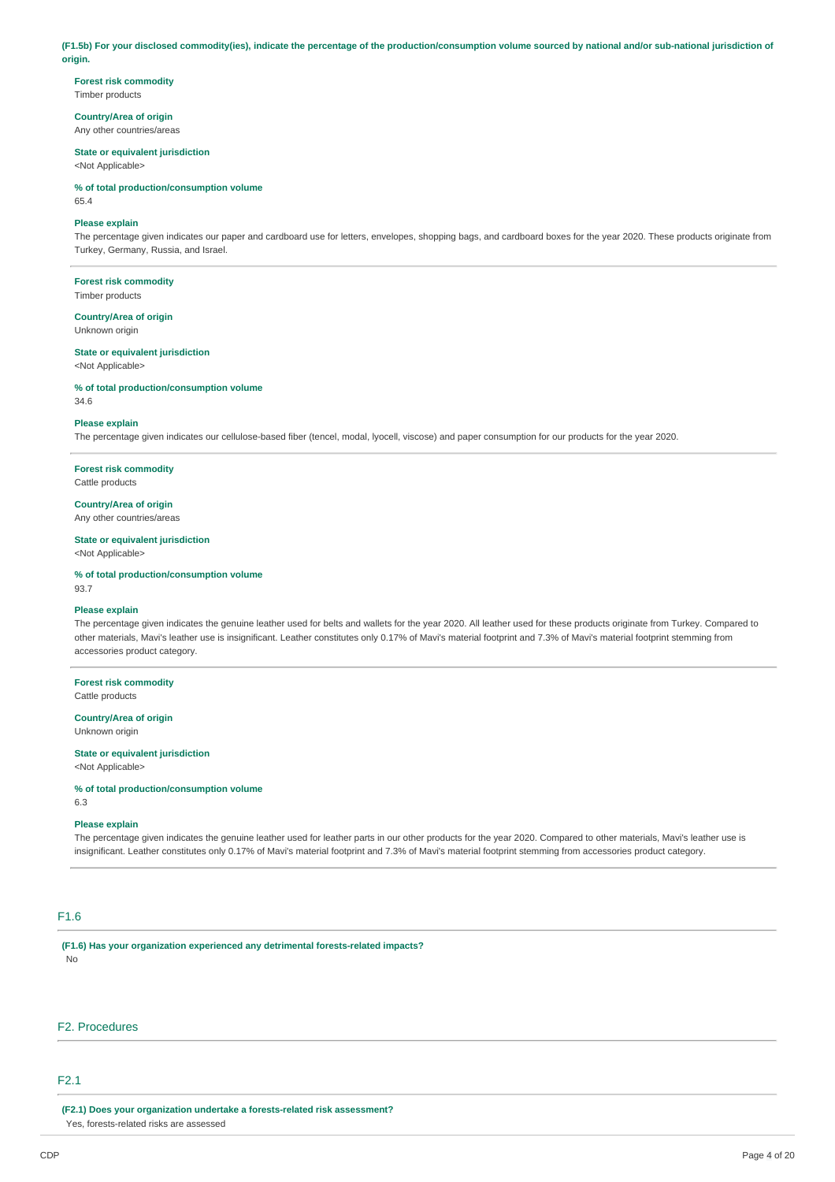**(F1.5b) For your disclosed commodity(ies), indicate the percentage of the production/consumption volume sourced by national and/or sub-national jurisdiction of origin.**

**Forest risk commodity**
Timber products

**Country/Area of origin**
Any other countries/areas

**State or equivalent jurisdiction**
<Not Applicable>

**% of total production/consumption volume**
65.4

**Please explain**
The percentage given indicates our paper and cardboard use for letters, envelopes, shopping bags, and cardboard boxes for the year 2020. These products originate from Turkey, Germany, Russia, and Israel.

---

**Forest risk commodity**
Timber products

**Country/Area of origin**
Unknown origin

**State or equivalent jurisdiction**
<Not Applicable>

**% of total production/consumption volume**
34.6

**Please explain**
The percentage given indicates our cellulose-based fiber (tencel, modal, lyocell, viscose) and paper consumption for our products for the year 2020.

---

**Forest risk commodity**
Cattle products

**Country/Area of origin**
Any other countries/areas

**State or equivalent jurisdiction**
<Not Applicable>

**% of total production/consumption volume**
93.7

**Please explain**
The percentage given indicates the genuine leather used for belts and wallets for the year 2020. All leather used for these products originate from Turkey. Compared to other materials, Mavi's leather use is insignificant. Leather constitutes only 0.17% of Mavi's material footprint and 7.3% of Mavi's material footprint stemming from accessories product category.

---

**Forest risk commodity**
Cattle products

**Country/Area of origin**
Unknown origin

**State or equivalent jurisdiction**
<Not Applicable>

**% of total production/consumption volume**
6.3

**Please explain**
The percentage given indicates the genuine leather used for leather parts in our other products for the year 2020. Compared to other materials, Mavi's leather use is insignificant. Leather constitutes only 0.17% of Mavi's material footprint and 7.3% of Mavi's material footprint stemming from accessories product category.

## F1.6

**(F1.6) Has your organization experienced any detrimental forests-related impacts?**
No

# F2. Procedures

## F2.1

**(F2.1) Does your organization undertake a forests-related risk assessment?**
Yes, forests-related risks are assessed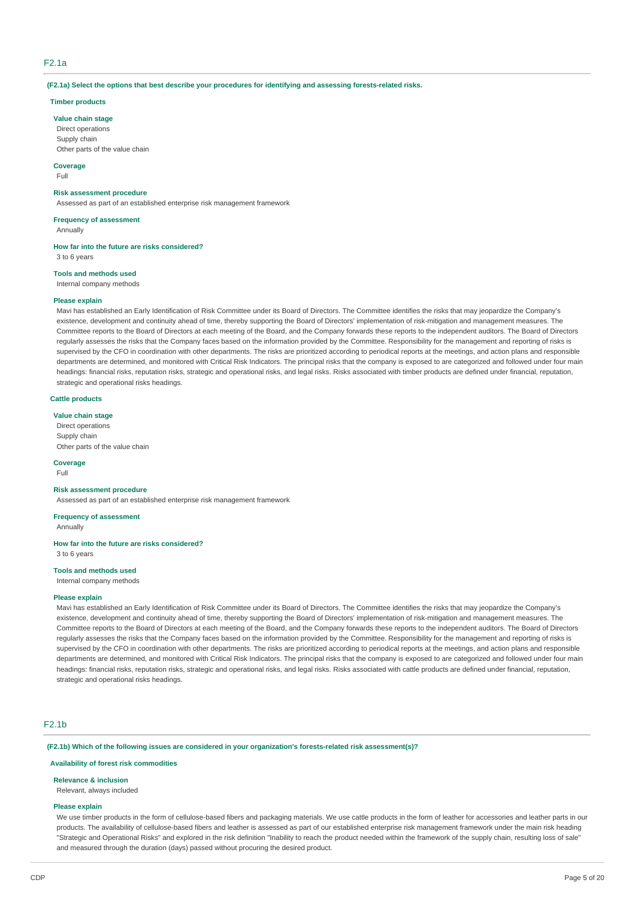## F2.1a

**(F2.1a) Select the options that best describe your procedures for identifying and assessing forests-related risks.**

**Timber products**

**Value chain stage**

Direct operations
Supply chain
Other parts of the value chain

**Coverage**

Full

**Risk assessment procedure**

Assessed as part of an established enterprise risk management framework

**Frequency of assessment**

Annually

**How far into the future are risks considered?**

3 to 6 years

**Tools and methods used**

Internal company methods

**Please explain**

Mavi has established an Early Identification of Risk Committee under its Board of Directors. The Committee identifies the risks that may jeopardize the Company's existence, development and continuity ahead of time, thereby supporting the Board of Directors' implementation of risk-mitigation and management measures. The Committee reports to the Board of Directors at each meeting of the Board, and the Company forwards these reports to the independent auditors. The Board of Directors regularly assesses the risks that the Company faces based on the information provided by the Committee. Responsibility for the management and reporting of risks is supervised by the CFO in coordination with other departments. The risks are prioritized according to periodical reports at the meetings, and action plans and responsible departments are determined, and monitored with Critical Risk Indicators. The principal risks that the company is exposed to are categorized and followed under four main headings: financial risks, reputation risks, strategic and operational risks, and legal risks. Risks associated with timber products are defined under financial, reputation, strategic and operational risks headings.

**Cattle products**

**Value chain stage**

Direct operations
Supply chain
Other parts of the value chain

**Coverage**

Full

**Risk assessment procedure**

Assessed as part of an established enterprise risk management framework

**Frequency of assessment**

Annually

**How far into the future are risks considered?**

3 to 6 years

**Tools and methods used**

Internal company methods

**Please explain**

Mavi has established an Early Identification of Risk Committee under its Board of Directors. The Committee identifies the risks that may jeopardize the Company's existence, development and continuity ahead of time, thereby supporting the Board of Directors' implementation of risk-mitigation and management measures. The Committee reports to the Board of Directors at each meeting of the Board, and the Company forwards these reports to the independent auditors. The Board of Directors regularly assesses the risks that the Company faces based on the information provided by the Committee. Responsibility for the management and reporting of risks is supervised by the CFO in coordination with other departments. The risks are prioritized according to periodical reports at the meetings, and action plans and responsible departments are determined, and monitored with Critical Risk Indicators. The principal risks that the company is exposed to are categorized and followed under four main headings: financial risks, reputation risks, strategic and operational risks, and legal risks. Risks associated with cattle products are defined under financial, reputation, strategic and operational risks headings.

## F2.1b

**(F2.1b) Which of the following issues are considered in your organization's forests-related risk assessment(s)?**

**Availability of forest risk commodities**

**Relevance & inclusion**

Relevant, always included

**Please explain**

We use timber products in the form of cellulose-based fibers and packaging materials. We use cattle products in the form of leather for accessories and leather parts in our products. The availability of cellulose-based fibers and leather is assessed as part of our established enterprise risk management framework under the main risk heading "Strategic and Operational Risks" and explored in the risk definition "Inability to reach the product needed within the framework of the supply chain, resulting loss of sale" and measured through the duration (days) passed without procuring the desired product.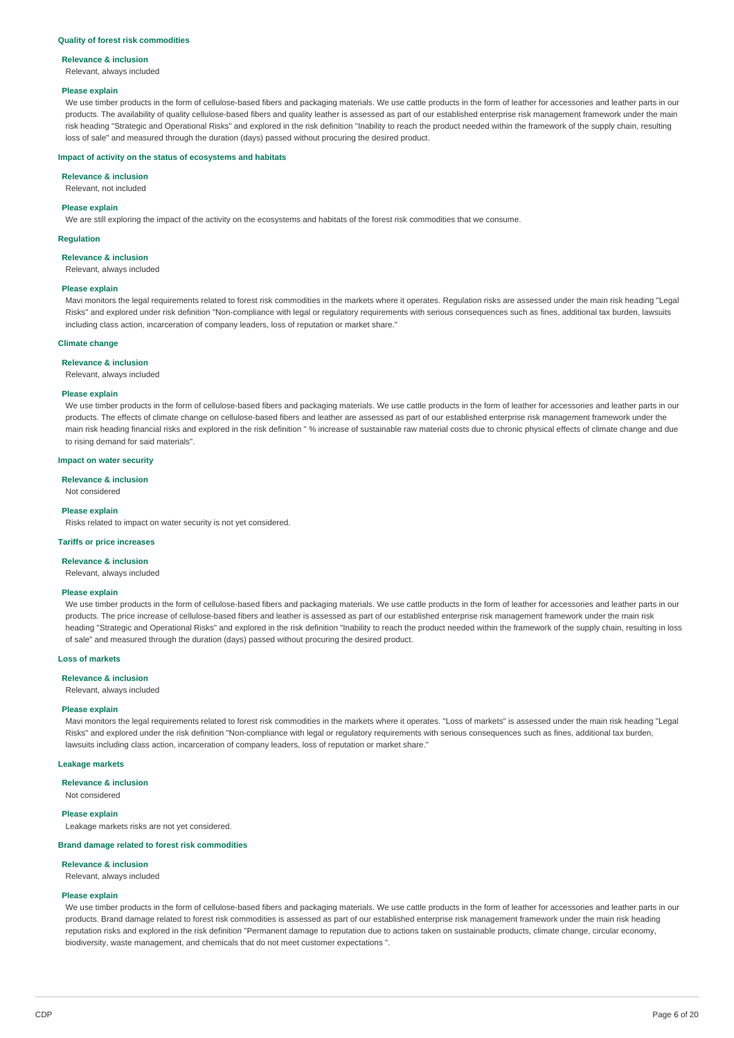#### Quality of forest risk commodities

**Relevance & inclusion**

Relevant, always included

**Please explain**

We use timber products in the form of cellulose-based fibers and packaging materials. We use cattle products in the form of leather for accessories and leather parts in our products. The availability of quality cellulose-based fibers and quality leather is assessed as part of our established enterprise risk management framework under the main risk heading "Strategic and Operational Risks" and explored in the risk definition "Inability to reach the product needed within the framework of the supply chain, resulting loss of sale" and measured through the duration (days) passed without procuring the desired product.

#### Impact of activity on the status of ecosystems and habitats

**Relevance & inclusion**

Relevant, not included

**Please explain**

We are still exploring the impact of the activity on the ecosystems and habitats of the forest risk commodities that we consume.

#### Regulation

**Relevance & inclusion**

Relevant, always included

**Please explain**

Mavi monitors the legal requirements related to forest risk commodities in the markets where it operates. Regulation risks are assessed under the main risk heading "Legal Risks" and explored under risk definition "Non-compliance with legal or regulatory requirements with serious consequences such as fines, additional tax burden, lawsuits including class action, incarceration of company leaders, loss of reputation or market share."

#### Climate change

**Relevance & inclusion**

Relevant, always included

**Please explain**

We use timber products in the form of cellulose-based fibers and packaging materials. We use cattle products in the form of leather for accessories and leather parts in our products. The effects of climate change on cellulose-based fibers and leather are assessed as part of our established enterprise risk management framework under the main risk heading financial risks and explored in the risk definition " % increase of sustainable raw material costs due to chronic physical effects of climate change and due to rising demand for said materials".

#### Impact on water security

**Relevance & inclusion**

Not considered

**Please explain**

Risks related to impact on water security is not yet considered.

#### Tariffs or price increases

**Relevance & inclusion**

Relevant, always included

**Please explain**

We use timber products in the form of cellulose-based fibers and packaging materials. We use cattle products in the form of leather for accessories and leather parts in our products. The price increase of cellulose-based fibers and leather is assessed as part of our established enterprise risk management framework under the main risk heading "Strategic and Operational Risks" and explored in the risk definition "Inability to reach the product needed within the framework of the supply chain, resulting in loss of sale" and measured through the duration (days) passed without procuring the desired product.

#### Loss of markets

**Relevance & inclusion**

Relevant, always included

**Please explain**

Mavi monitors the legal requirements related to forest risk commodities in the markets where it operates. "Loss of markets" is assessed under the main risk heading "Legal Risks" and explored under the risk definition "Non-compliance with legal or regulatory requirements with serious consequences such as fines, additional tax burden, lawsuits including class action, incarceration of company leaders, loss of reputation or market share."

#### Leakage markets

**Relevance & inclusion**

Not considered

**Please explain**

Leakage markets risks are not yet considered.

#### Brand damage related to forest risk commodities

**Relevance & inclusion**

Relevant, always included

**Please explain**

We use timber products in the form of cellulose-based fibers and packaging materials. We use cattle products in the form of leather for accessories and leather parts in our products. Brand damage related to forest risk commodities is assessed as part of our established enterprise risk management framework under the main risk heading reputation risks and explored in the risk definition "Permanent damage to reputation due to actions taken on sustainable products, climate change, circular economy, biodiversity, waste management, and chemicals that do not meet customer expectations ".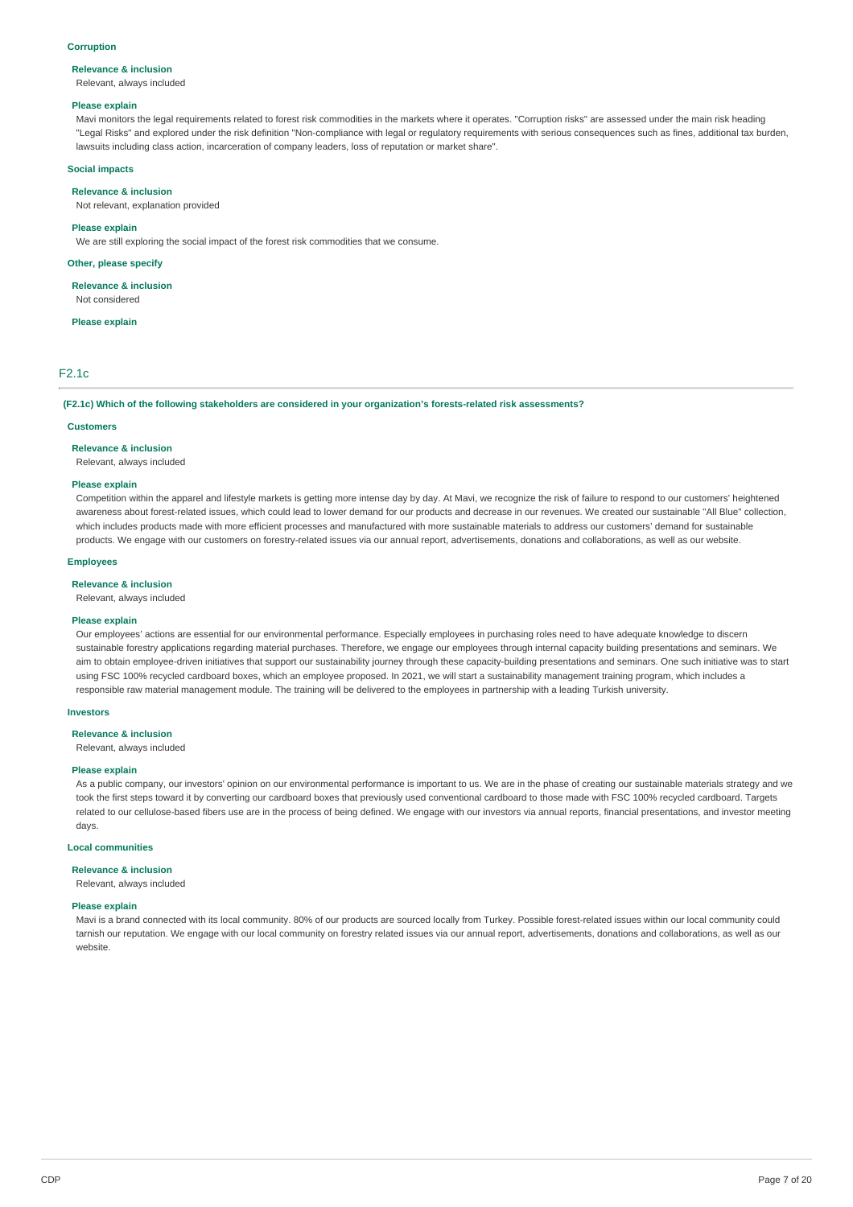#### Corruption

**Relevance & inclusion**

Relevant, always included

**Please explain**

Mavi monitors the legal requirements related to forest risk commodities in the markets where it operates. "Corruption risks" are assessed under the main risk heading "Legal Risks" and explored under the risk definition "Non-compliance with legal or regulatory requirements with serious consequences such as fines, additional tax burden, lawsuits including class action, incarceration of company leaders, loss of reputation or market share".

#### Social impacts

**Relevance & inclusion**

Not relevant, explanation provided

**Please explain**

We are still exploring the social impact of the forest risk commodities that we consume.

#### Other, please specify

**Relevance & inclusion**

Not considered

**Please explain**

## F2.1c

**(F2.1c) Which of the following stakeholders are considered in your organization's forests-related risk assessments?**

#### Customers

**Relevance & inclusion**

Relevant, always included

**Please explain**

Competition within the apparel and lifestyle markets is getting more intense day by day. At Mavi, we recognize the risk of failure to respond to our customers' heightened awareness about forest-related issues, which could lead to lower demand for our products and decrease in our revenues. We created our sustainable "All Blue" collection, which includes products made with more efficient processes and manufactured with more sustainable materials to address our customers' demand for sustainable products. We engage with our customers on forestry-related issues via our annual report, advertisements, donations and collaborations, as well as our website.

#### Employees

**Relevance & inclusion**

Relevant, always included

**Please explain**

Our employees' actions are essential for our environmental performance. Especially employees in purchasing roles need to have adequate knowledge to discern sustainable forestry applications regarding material purchases. Therefore, we engage our employees through internal capacity building presentations and seminars. We aim to obtain employee-driven initiatives that support our sustainability journey through these capacity-building presentations and seminars. One such initiative was to start using FSC 100% recycled cardboard boxes, which an employee proposed. In 2021, we will start a sustainability management training program, which includes a responsible raw material management module. The training will be delivered to the employees in partnership with a leading Turkish university.

#### Investors

**Relevance & inclusion**

Relevant, always included

**Please explain**

As a public company, our investors' opinion on our environmental performance is important to us. We are in the phase of creating our sustainable materials strategy and we took the first steps toward it by converting our cardboard boxes that previously used conventional cardboard to those made with FSC 100% recycled cardboard. Targets related to our cellulose-based fibers use are in the process of being defined. We engage with our investors via annual reports, financial presentations, and investor meeting days.

#### Local communities

**Relevance & inclusion**

Relevant, always included

**Please explain**

Mavi is a brand connected with its local community. 80% of our products are sourced locally from Turkey. Possible forest-related issues within our local community could tarnish our reputation. We engage with our local community on forestry related issues via our annual report, advertisements, donations and collaborations, as well as our website.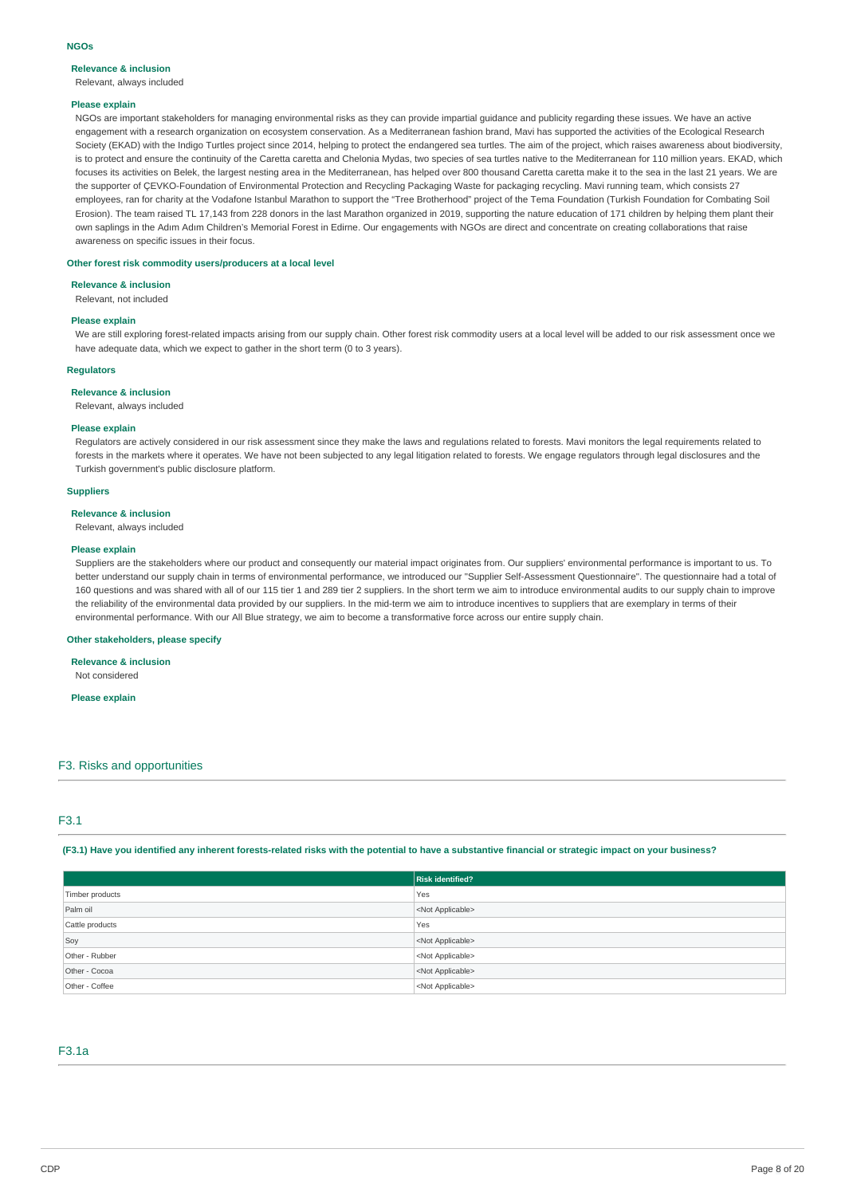### NGOs

**Relevance & inclusion**

Relevant, always included

**Please explain**

NGOs are important stakeholders for managing environmental risks as they can provide impartial guidance and publicity regarding these issues. We have an active engagement with a research organization on ecosystem conservation. As a Mediterranean fashion brand, Mavi has supported the activities of the Ecological Research Society (EKAD) with the Indigo Turtles project since 2014, helping to protect the endangered sea turtles. The aim of the project, which raises awareness about biodiversity, is to protect and ensure the continuity of the Caretta caretta and Chelonia Mydas, two species of sea turtles native to the Mediterranean for 110 million years. EKAD, which focuses its activities on Belek, the largest nesting area in the Mediterranean, has helped over 800 thousand Caretta caretta make it to the sea in the last 21 years. We are the supporter of ÇEVKO-Foundation of Environmental Protection and Recycling Packaging Waste for packaging recycling. Mavi running team, which consists 27 employees, ran for charity at the Vodafone Istanbul Marathon to support the "Tree Brotherhood" project of the Tema Foundation (Turkish Foundation for Combating Soil Erosion). The team raised TL 17,143 from 228 donors in the last Marathon organized in 2019, supporting the nature education of 171 children by helping them plant their own saplings in the Adım Adım Children's Memorial Forest in Edirne. Our engagements with NGOs are direct and concentrate on creating collaborations that raise awareness on specific issues in their focus.

### Other forest risk commodity users/producers at a local level

**Relevance & inclusion**

Relevant, not included

**Please explain**

We are still exploring forest-related impacts arising from our supply chain. Other forest risk commodity users at a local level will be added to our risk assessment once we have adequate data, which we expect to gather in the short term (0 to 3 years).

### Regulators

**Relevance & inclusion**

Relevant, always included

**Please explain**

Regulators are actively considered in our risk assessment since they make the laws and regulations related to forests. Mavi monitors the legal requirements related to forests in the markets where it operates. We have not been subjected to any legal litigation related to forests. We engage regulators through legal disclosures and the Turkish government's public disclosure platform.

### Suppliers

**Relevance & inclusion**

Relevant, always included

**Please explain**

Suppliers are the stakeholders where our product and consequently our material impact originates from. Our suppliers' environmental performance is important to us. To better understand our supply chain in terms of environmental performance, we introduced our "Supplier Self-Assessment Questionnaire". The questionnaire had a total of 160 questions and was shared with all of our 115 tier 1 and 289 tier 2 suppliers. In the short term we aim to introduce environmental audits to our supply chain to improve the reliability of the environmental data provided by our suppliers. In the mid-term we aim to introduce incentives to suppliers that are exemplary in terms of their environmental performance. With our All Blue strategy, we aim to become a transformative force across our entire supply chain.

### Other stakeholders, please specify

**Relevance & inclusion**

Not considered

**Please explain**

## F3. Risks and opportunities

## F3.1

**(F3.1) Have you identified any inherent forests-related risks with the potential to have a substantive financial or strategic impact on your business?**

| | Risk identified? |
|---|---|
| Timber products | Yes |
| Palm oil | <Not Applicable> |
| Cattle products | Yes |
| Soy | <Not Applicable> |
| Other - Rubber | <Not Applicable> |
| Other - Cocoa | <Not Applicable> |
| Other - Coffee | <Not Applicable> |

## F3.1a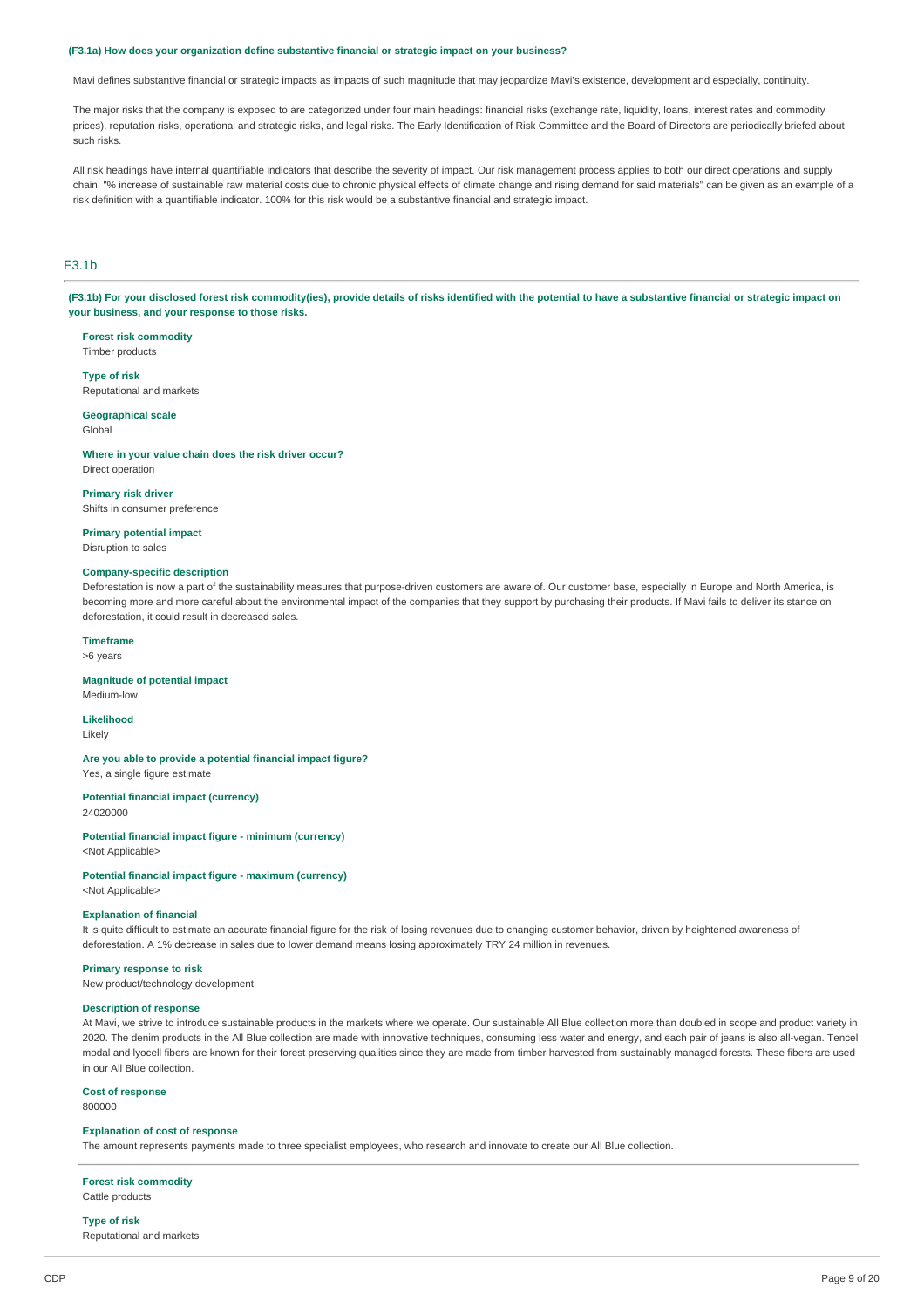**(F3.1a) How does your organization define substantive financial or strategic impact on your business?**

Mavi defines substantive financial or strategic impacts as impacts of such magnitude that may jeopardize Mavi's existence, development and especially, continuity.

The major risks that the company is exposed to are categorized under four main headings: financial risks (exchange rate, liquidity, loans, interest rates and commodity prices), reputation risks, operational and strategic risks, and legal risks. The Early Identification of Risk Committee and the Board of Directors are periodically briefed about such risks.

All risk headings have internal quantifiable indicators that describe the severity of impact. Our risk management process applies to both our direct operations and supply chain. "% increase of sustainable raw material costs due to chronic physical effects of climate change and rising demand for said materials" can be given as an example of a risk definition with a quantifiable indicator. 100% for this risk would be a substantive financial and strategic impact.

## F3.1b

**(F3.1b) For your disclosed forest risk commodity(ies), provide details of risks identified with the potential to have a substantive financial or strategic impact on your business, and your response to those risks.**

**Forest risk commodity**
Timber products

**Type of risk**
Reputational and markets

**Geographical scale**
Global

**Where in your value chain does the risk driver occur?**
Direct operation

**Primary risk driver**
Shifts in consumer preference

**Primary potential impact**
Disruption to sales

**Company-specific description**
Deforestation is now a part of the sustainability measures that purpose-driven customers are aware of. Our customer base, especially in Europe and North America, is becoming more and more careful about the environmental impact of the companies that they support by purchasing their products. If Mavi fails to deliver its stance on deforestation, it could result in decreased sales.

**Timeframe**
>6 years

**Magnitude of potential impact**
Medium-low

**Likelihood**
Likely

**Are you able to provide a potential financial impact figure?**
Yes, a single figure estimate

**Potential financial impact (currency)**
24020000

**Potential financial impact figure - minimum (currency)**
<Not Applicable>

**Potential financial impact figure - maximum (currency)**
<Not Applicable>

**Explanation of financial**
It is quite difficult to estimate an accurate financial figure for the risk of losing revenues due to changing customer behavior, driven by heightened awareness of deforestation. A 1% decrease in sales due to lower demand means losing approximately TRY 24 million in revenues.

**Primary response to risk**
New product/technology development

**Description of response**
At Mavi, we strive to introduce sustainable products in the markets where we operate. Our sustainable All Blue collection more than doubled in scope and product variety in 2020. The denim products in the All Blue collection are made with innovative techniques, consuming less water and energy, and each pair of jeans is also all-vegan. Tencel modal and lyocell fibers are known for their forest preserving qualities since they are made from timber harvested from sustainably managed forests. These fibers are used in our All Blue collection.

**Cost of response**
800000

**Explanation of cost of response**
The amount represents payments made to three specialist employees, who research and innovate to create our All Blue collection.

---

**Forest risk commodity**
Cattle products

**Type of risk**
Reputational and markets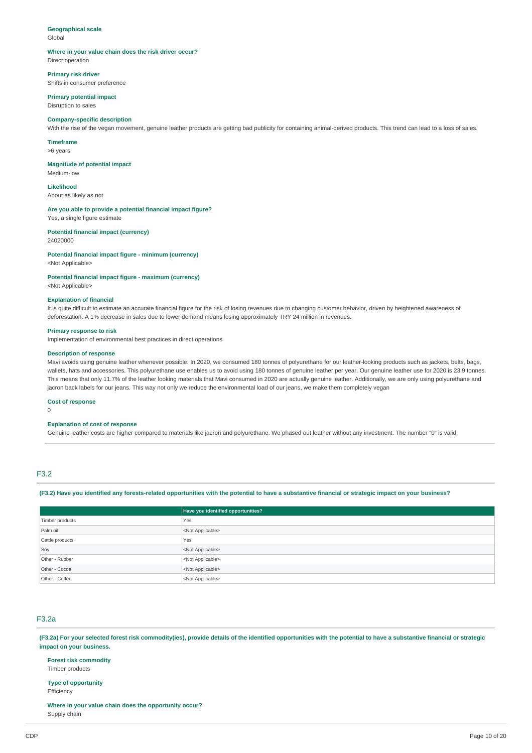**Geographical scale**
Global

**Where in your value chain does the risk driver occur?**
Direct operation

**Primary risk driver**
Shifts in consumer preference

**Primary potential impact**
Disruption to sales

**Company-specific description**
With the rise of the vegan movement, genuine leather products are getting bad publicity for containing animal-derived products. This trend can lead to a loss of sales.

**Timeframe**
>6 years

**Magnitude of potential impact**
Medium-low

**Likelihood**
About as likely as not

**Are you able to provide a potential financial impact figure?**
Yes, a single figure estimate

**Potential financial impact (currency)**
24020000

**Potential financial impact figure - minimum (currency)**
<Not Applicable>

**Potential financial impact figure - maximum (currency)**
<Not Applicable>

**Explanation of financial**
It is quite difficult to estimate an accurate financial figure for the risk of losing revenues due to changing customer behavior, driven by heightened awareness of deforestation. A 1% decrease in sales due to lower demand means losing approximately TRY 24 million in revenues.

**Primary response to risk**
Implementation of environmental best practices in direct operations

**Description of response**
Mavi avoids using genuine leather whenever possible. In 2020, we consumed 180 tonnes of polyurethane for our leather-looking products such as jackets, belts, bags, wallets, hats and accessories. This polyurethane use enables us to avoid using 180 tonnes of genuine leather per year. Our genuine leather use for 2020 is 23.9 tonnes. This means that only 11.7% of the leather looking materials that Mavi consumed in 2020 are actually genuine leather. Additionally, we are only using polyurethane and jacron back labels for our jeans. This way not only we reduce the environmental load of our jeans, we make them completely vegan

**Cost of response**
0

**Explanation of cost of response**
Genuine leather costs are higher compared to materials like jacron and polyurethane. We phased out leather without any investment. The number "0" is valid.

## F3.2

**(F3.2) Have you identified any forests-related opportunities with the potential to have a substantive financial or strategic impact on your business?**

| | Have you identified opportunities? |
|---|---|
| Timber products | Yes |
| Palm oil | <Not Applicable> |
| Cattle products | Yes |
| Soy | <Not Applicable> |
| Other - Rubber | <Not Applicable> |
| Other - Cocoa | <Not Applicable> |
| Other - Coffee | <Not Applicable> |

## F3.2a

**(F3.2a) For your selected forest risk commodity(ies), provide details of the identified opportunities with the potential to have a substantive financial or strategic impact on your business.**

**Forest risk commodity**
Timber products

**Type of opportunity**
Efficiency

**Where in your value chain does the opportunity occur?**
Supply chain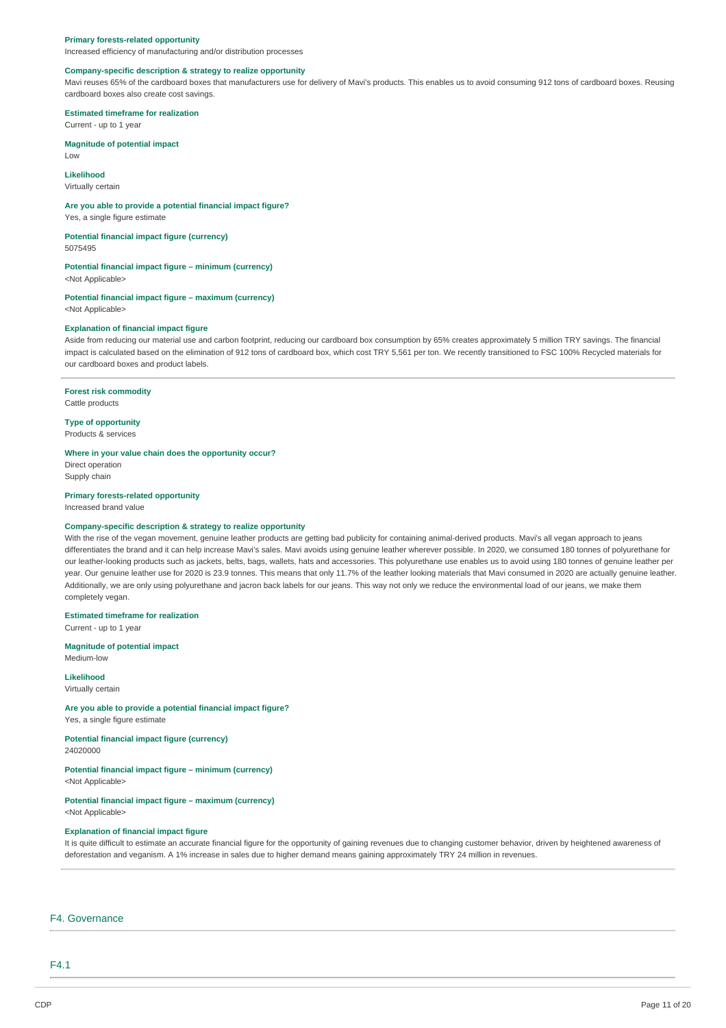**Primary forests-related opportunity**
Increased efficiency of manufacturing and/or distribution processes

**Company-specific description & strategy to realize opportunity**
Mavi reuses 65% of the cardboard boxes that manufacturers use for delivery of Mavi's products. This enables us to avoid consuming 912 tons of cardboard boxes. Reusing cardboard boxes also create cost savings.

**Estimated timeframe for realization**
Current - up to 1 year

**Magnitude of potential impact**
Low

**Likelihood**
Virtually certain

**Are you able to provide a potential financial impact figure?**
Yes, a single figure estimate

**Potential financial impact figure (currency)**
5075495

**Potential financial impact figure – minimum (currency)**
<Not Applicable>

**Potential financial impact figure – maximum (currency)**
<Not Applicable>

**Explanation of financial impact figure**
Aside from reducing our material use and carbon footprint, reducing our cardboard box consumption by 65% creates approximately 5 million TRY savings. The financial impact is calculated based on the elimination of 912 tons of cardboard box, which cost TRY 5,561 per ton. We recently transitioned to FSC 100% Recycled materials for our cardboard boxes and product labels.

---

**Forest risk commodity**
Cattle products

**Type of opportunity**
Products & services

**Where in your value chain does the opportunity occur?**
Direct operation
Supply chain

**Primary forests-related opportunity**
Increased brand value

**Company-specific description & strategy to realize opportunity**
With the rise of the vegan movement, genuine leather products are getting bad publicity for containing animal-derived products. Mavi's all vegan approach to jeans differentiates the brand and it can help increase Mavi's sales. Mavi avoids using genuine leather wherever possible. In 2020, we consumed 180 tonnes of polyurethane for our leather-looking products such as jackets, belts, bags, wallets, hats and accessories. This polyurethane use enables us to avoid using 180 tonnes of genuine leather per year. Our genuine leather use for 2020 is 23.9 tonnes. This means that only 11.7% of the leather looking materials that Mavi consumed in 2020 are actually genuine leather. Additionally, we are only using polyurethane and jacron back labels for our jeans. This way not only we reduce the environmental load of our jeans, we make them completely vegan.

**Estimated timeframe for realization**
Current - up to 1 year

**Magnitude of potential impact**
Medium-low

**Likelihood**
Virtually certain

**Are you able to provide a potential financial impact figure?**
Yes, a single figure estimate

**Potential financial impact figure (currency)**
24020000

**Potential financial impact figure – minimum (currency)**
<Not Applicable>

**Potential financial impact figure – maximum (currency)**
<Not Applicable>

**Explanation of financial impact figure**
It is quite difficult to estimate an accurate financial figure for the opportunity of gaining revenues due to changing customer behavior, driven by heightened awareness of deforestation and veganism. A 1% increase in sales due to higher demand means gaining approximately TRY 24 million in revenues.

## F4. Governance

### F4.1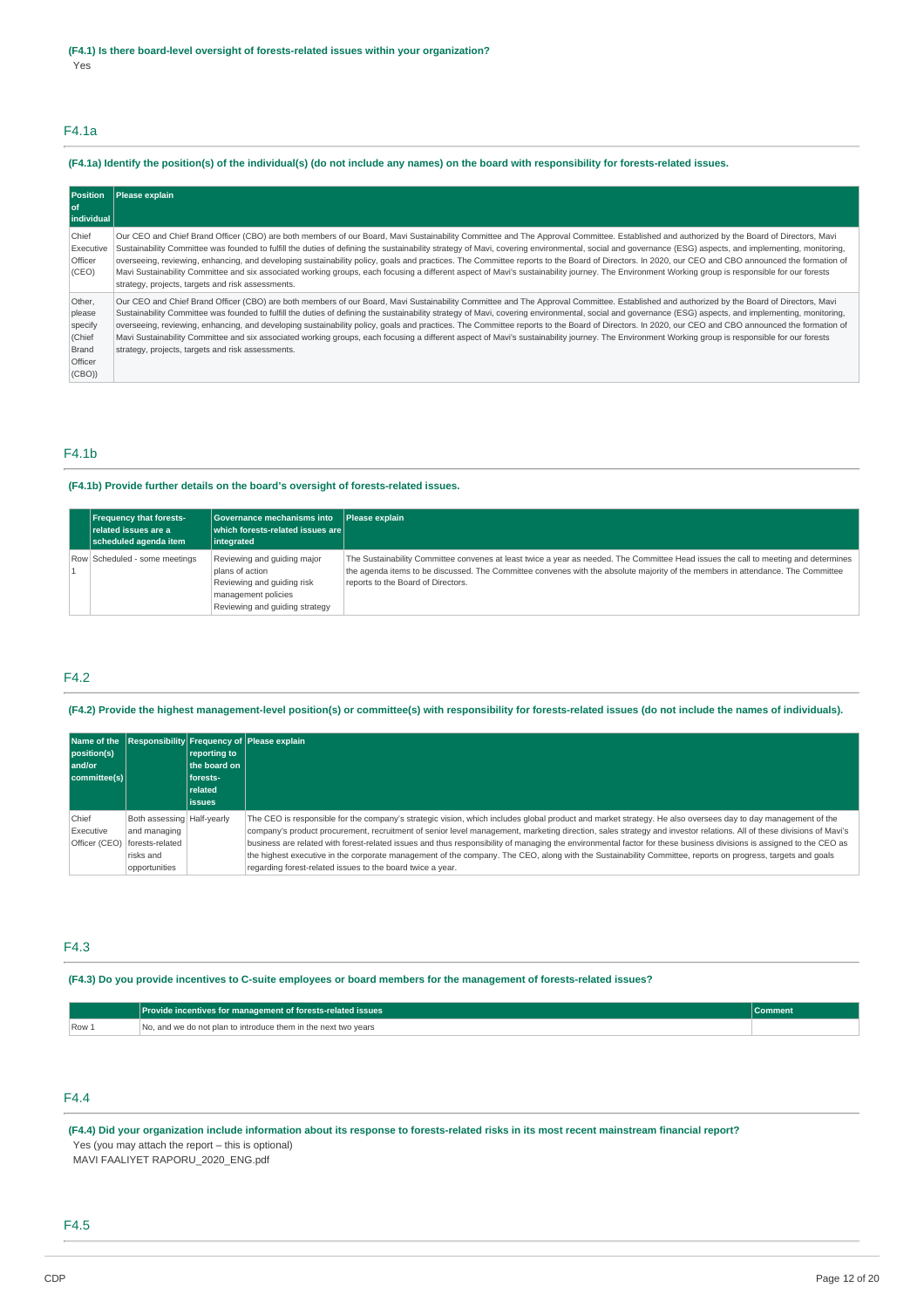**(F4.1) Is there board-level oversight of forests-related issues within your organization?**

Yes

## F4.1a

**(F4.1a) Identify the position(s) of the individual(s) (do not include any names) on the board with responsibility for forests-related issues.**

| Position of individual | Please explain |
|---|---|
| Chief Executive Officer (CEO) | Our CEO and Chief Brand Officer (CBO) are both members of our Board, Mavi Sustainability Committee and The Approval Committee. Established and authorized by the Board of Directors, Mavi Sustainability Committee was founded to fulfill the duties of defining the sustainability strategy of Mavi, covering environmental, social and governance (ESG) aspects, and implementing, monitoring, overseeing, reviewing, enhancing, and developing sustainability policy, goals and practices. The Committee reports to the Board of Directors. In 2020, our CEO and CBO announced the formation of Mavi Sustainability Committee and six associated working groups, each focusing a different aspect of Mavi's sustainability journey. The Environment Working group is responsible for our forests strategy, projects, targets and risk assessments. |
| Other, please specify (Chief Brand Officer (CBO)) | Our CEO and Chief Brand Officer (CBO) are both members of our Board, Mavi Sustainability Committee and The Approval Committee. Established and authorized by the Board of Directors, Mavi Sustainability Committee was founded to fulfill the duties of defining the sustainability strategy of Mavi, covering environmental, social and governance (ESG) aspects, and implementing, monitoring, overseeing, reviewing, enhancing, and developing sustainability policy, goals and practices. The Committee reports to the Board of Directors. In 2020, our CEO and CBO announced the formation of Mavi Sustainability Committee and six associated working groups, each focusing a different aspect of Mavi's sustainability journey. The Environment Working group is responsible for our forests strategy, projects, targets and risk assessments. |

## F4.1b

**(F4.1b) Provide further details on the board's oversight of forests-related issues.**

| | Frequency that forests-related issues are a scheduled agenda item | Governance mechanisms into which forests-related issues are integrated | Please explain |
|---|---|---|---|
| Row 1 | Scheduled - some meetings | Reviewing and guiding major plans of action<br>Reviewing and guiding risk management policies<br>Reviewing and guiding strategy | The Sustainability Committee convenes at least twice a year as needed. The Committee Head issues the call to meeting and determines the agenda items to be discussed. The Committee convenes with the absolute majority of the members in attendance. The Committee reports to the Board of Directors. |

## F4.2

**(F4.2) Provide the highest management-level position(s) or committee(s) with responsibility for forests-related issues (do not include the names of individuals).**

| Name of the position(s) and/or committee(s) | Responsibility | Frequency of reporting to the board on forests-related issues | Please explain |
|---|---|---|---|
| Chief Executive Officer (CEO) | Both assessing and managing forests-related risks and opportunities | Half-yearly | The CEO is responsible for the company's strategic vision, which includes global product and market strategy. He also oversees day to day management of the company's product procurement, recruitment of senior level management, marketing direction, sales strategy and investor relations. All of these divisions of Mavi's business are related with forest-related issues and thus responsibility of managing the environmental factor for these business divisions is assigned to the CEO as the highest executive in the corporate management of the company. The CEO, along with the Sustainability Committee, reports on progress, targets and goals regarding forest-related issues to the board twice a year. |

## F4.3

**(F4.3) Do you provide incentives to C-suite employees or board members for the management of forests-related issues?**

| | Provide incentives for management of forests-related issues | Comment |
|---|---|---|
| Row 1 | No, and we do not plan to introduce them in the next two years | |

## F4.4

**(F4.4) Did your organization include information about its response to forests-related risks in its most recent mainstream financial report?**

Yes (you may attach the report – this is optional)

MAVI FAALIYET RAPORU_2020_ENG.pdf

## F4.5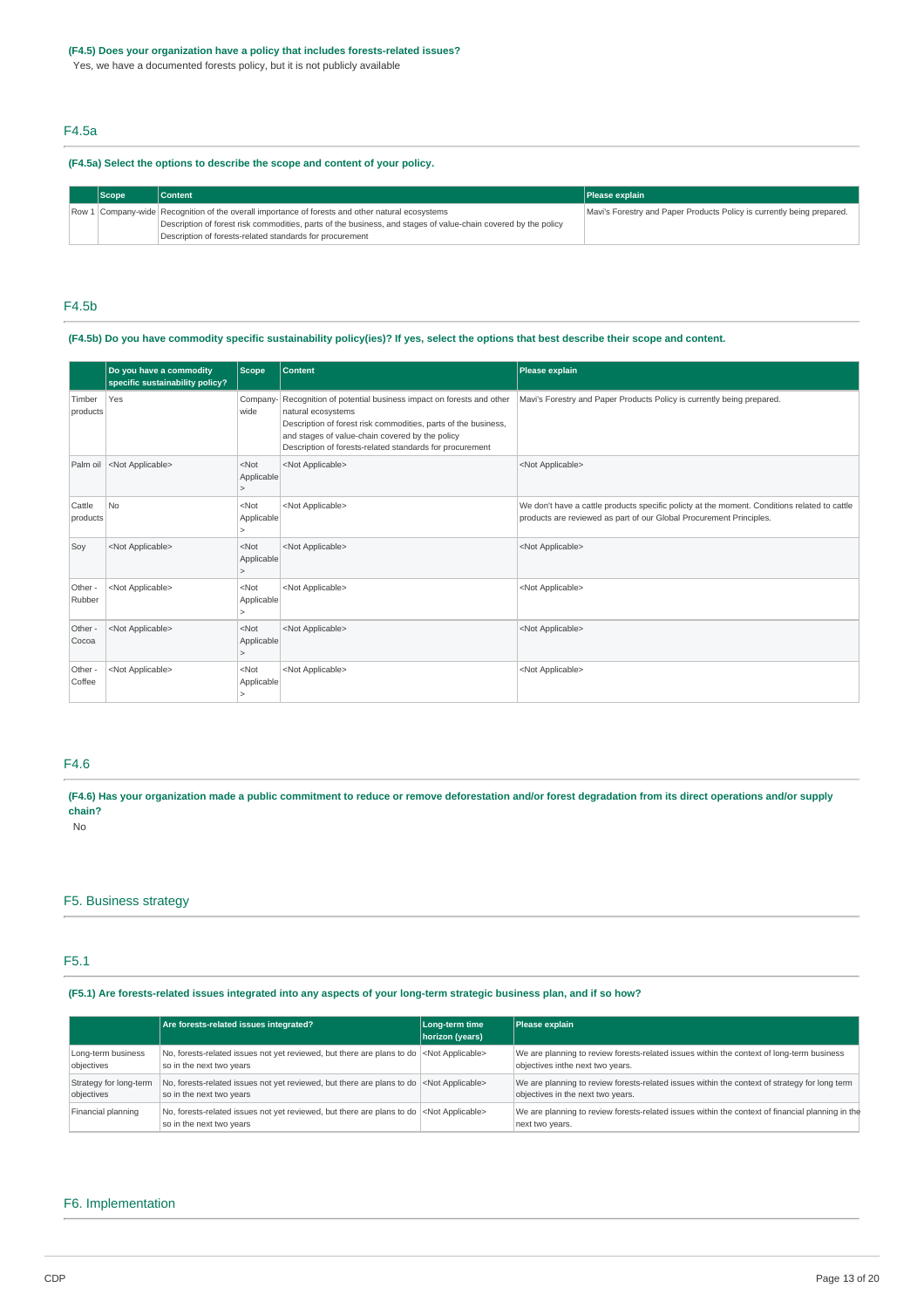**(F4.5) Does your organization have a policy that includes forests-related issues?**

Yes, we have a documented forests policy, but it is not publicly available

## F4.5a

**(F4.5a) Select the options to describe the scope and content of your policy.**

| | Scope | Content | Please explain |
|---|---|---|---|
| Row 1 | Company-wide | Recognition of the overall importance of forests and other natural ecosystems<br>Description of forest risk commodities, parts of the business, and stages of value-chain covered by the policy<br>Description of forests-related standards for procurement | Mavi's Forestry and Paper Products Policy is currently being prepared. |

## F4.5b

**(F4.5b) Do you have commodity specific sustainability policy(ies)? If yes, select the options that best describe their scope and content.**

| | Do you have a commodity specific sustainability policy? | Scope | Content | Please explain |
|---|---|---|---|---|
| Timber products | Yes | Company-wide | Recognition of potential business impact on forests and other natural ecosystems<br>Description of forest risk commodities, parts of the business, and stages of value-chain covered by the policy<br>Description of forests-related standards for procurement | Mavi's Forestry and Paper Products Policy is currently being prepared. |
| Palm oil | <Not Applicable> | <Not Applicable> | <Not Applicable> | <Not Applicable> |
| Cattle products | No | <Not Applicable> | <Not Applicable> | We don't have a cattle products specific policty at the moment. Conditions related to cattle products are reviewed as part of our Global Procurement Principles. |
| Soy | <Not Applicable> | <Not Applicable> | <Not Applicable> | <Not Applicable> |
| Other - Rubber | <Not Applicable> | <Not Applicable> | <Not Applicable> | <Not Applicable> |
| Other - Cocoa | <Not Applicable> | <Not Applicable> | <Not Applicable> | <Not Applicable> |
| Other - Coffee | <Not Applicable> | <Not Applicable> | <Not Applicable> | <Not Applicable> |

## F4.6

**(F4.6) Has your organization made a public commitment to reduce or remove deforestation and/or forest degradation from its direct operations and/or supply chain?**

No

# F5. Business strategy

## F5.1

**(F5.1) Are forests-related issues integrated into any aspects of your long-term strategic business plan, and if so how?**

| | Are forests-related issues integrated? | Long-term time horizon (years) | Please explain |
|---|---|---|---|
| Long-term business objectives | No, forests-related issues not yet reviewed, but there are plans to do so in the next two years | <Not Applicable> | We are planning to review forests-related issues within the context of long-term business objectives inthe next two years. |
| Strategy for long-term objectives | No, forests-related issues not yet reviewed, but there are plans to do so in the next two years | <Not Applicable> | We are planning to review forests-related issues within the context of strategy for long term objectives in the next two years. |
| Financial planning | No, forests-related issues not yet reviewed, but there are plans to do so in the next two years | <Not Applicable> | We are planning to review forests-related issues within the context of financial planning in the next two years. |

# F6. Implementation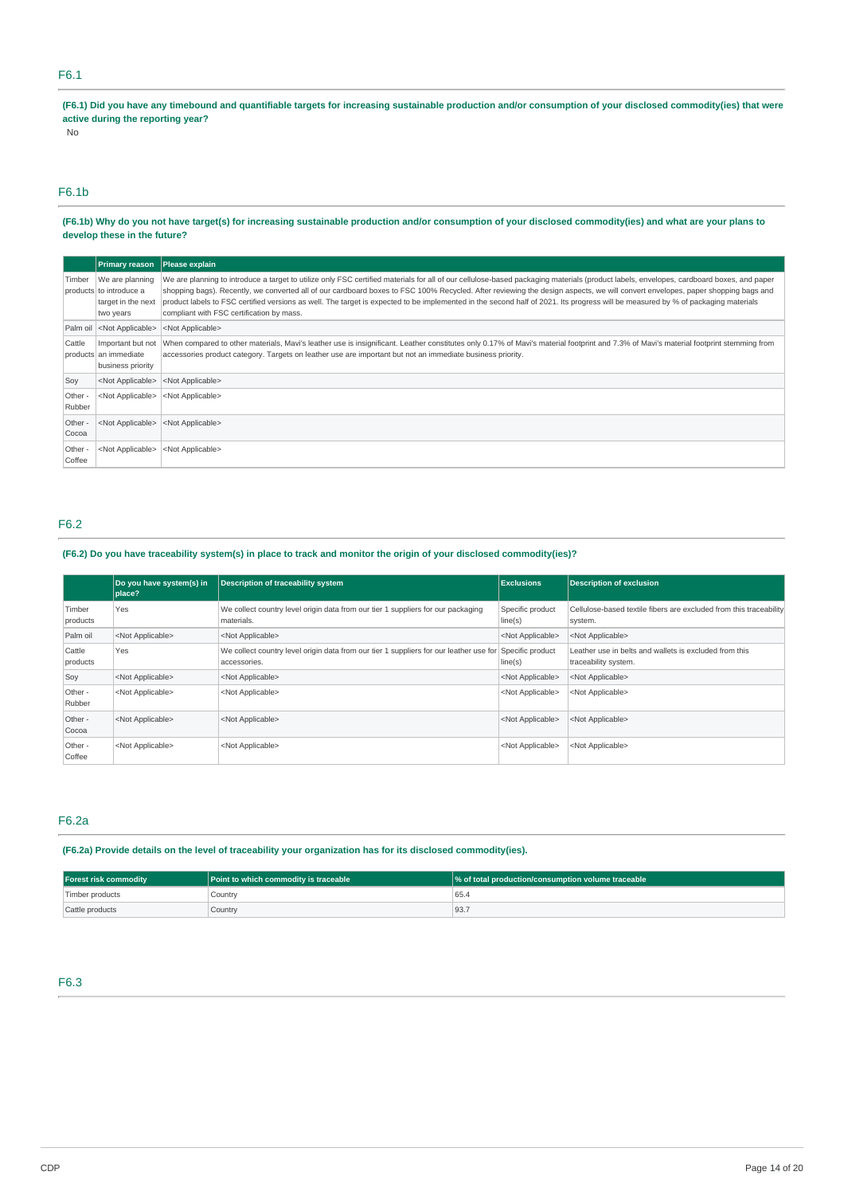## F6.1

**(F6.1) Did you have any timebound and quantifiable targets for increasing sustainable production and/or consumption of your disclosed commodity(ies) that were active during the reporting year?**

No

## F6.1b

**(F6.1b) Why do you not have target(s) for increasing sustainable production and/or consumption of your disclosed commodity(ies) and what are your plans to develop these in the future?**

| | Primary reason | Please explain |
|---|---|---|
| Timber products | We are planning to introduce a target in the next two years | We are planning to introduce a target to utilize only FSC certified materials for all of our cellulose-based packaging materials (product labels, envelopes, cardboard boxes, and paper shopping bags). Recently, we converted all of our cardboard boxes to FSC 100% Recycled. After reviewing the design aspects, we will convert envelopes, paper shopping bags and product labels to FSC certified versions as well. The target is expected to be implemented in the second half of 2021. Its progress will be measured by % of packaging materials compliant with FSC certification by mass. |
| Palm oil | <Not Applicable> | <Not Applicable> |
| Cattle products | Important but not an immediate business priority | When compared to other materials, Mavi's leather use is insignificant. Leather constitutes only 0.17% of Mavi's material footprint and 7.3% of Mavi's material footprint stemming from accessories product category. Targets on leather use are important but not an immediate business priority. |
| Soy | <Not Applicable> | <Not Applicable> |
| Other - Rubber | <Not Applicable> | <Not Applicable> |
| Other - Cocoa | <Not Applicable> | <Not Applicable> |
| Other - Coffee | <Not Applicable> | <Not Applicable> |

## F6.2

**(F6.2) Do you have traceability system(s) in place to track and monitor the origin of your disclosed commodity(ies)?**

| | Do you have system(s) in place? | Description of traceability system | Exclusions | Description of exclusion |
|---|---|---|---|---|
| Timber products | Yes | We collect country level origin data from our tier 1 suppliers for our packaging materials. | Specific product line(s) | Cellulose-based textile fibers are excluded from this traceability system. |
| Palm oil | <Not Applicable> | <Not Applicable> | <Not Applicable> | <Not Applicable> |
| Cattle products | Yes | We collect country level origin data from our tier 1 suppliers for our leather use for accessories. | Specific product line(s) | Leather use in belts and wallets is excluded from this traceability system. |
| Soy | <Not Applicable> | <Not Applicable> | <Not Applicable> | <Not Applicable> |
| Other - Rubber | <Not Applicable> | <Not Applicable> | <Not Applicable> | <Not Applicable> |
| Other - Cocoa | <Not Applicable> | <Not Applicable> | <Not Applicable> | <Not Applicable> |
| Other - Coffee | <Not Applicable> | <Not Applicable> | <Not Applicable> | <Not Applicable> |

## F6.2a

**(F6.2a) Provide details on the level of traceability your organization has for its disclosed commodity(ies).**

| Forest risk commodity | Point to which commodity is traceable | % of total production/consumption volume traceable |
|---|---|---|
| Timber products | Country | 65.4 |
| Cattle products | Country | 93.7 |

## F6.3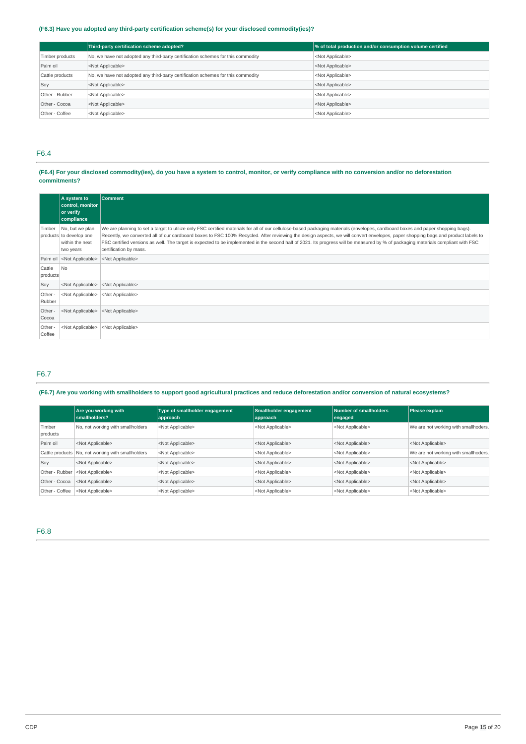### (F6.3) Have you adopted any third-party certification scheme(s) for your disclosed commodity(ies)?

| | Third-party certification scheme adopted? | % of total production and/or consumption volume certified |
|---|---|---|
| Timber products | No, we have not adopted any third-party certification schemes for this commodity | <Not Applicable> |
| Palm oil | <Not Applicable> | <Not Applicable> |
| Cattle products | No, we have not adopted any third-party certification schemes for this commodity | <Not Applicable> |
| Soy | <Not Applicable> | <Not Applicable> |
| Other - Rubber | <Not Applicable> | <Not Applicable> |
| Other - Cocoa | <Not Applicable> | <Not Applicable> |
| Other - Coffee | <Not Applicable> | <Not Applicable> |

## F6.4

### (F6.4) For your disclosed commodity(ies), do you have a system to control, monitor, or verify compliance with no conversion and/or no deforestation commitments?

| | A system to control, monitor or verify compliance | Comment |
|---|---|---|
| Timber products | No, but we plan to develop one within the next two years | We are planning to set a target to utilize only FSC certified materials for all of our cellulose-based packaging materials (envelopes, cardboard boxes and paper shopping bags). Recently, we converted all of our cardboard boxes to FSC 100% Recycled. After reviewing the design aspects, we will convert envelopes, paper shopping bags and product labels to FSC certified versions as well. The target is expected to be implemented in the second half of 2021. Its progress will be measured by % of packaging materials compliant with FSC certification by mass. |
| Palm oil | <Not Applicable> | <Not Applicable> |
| Cattle products | No | |
| Soy | <Not Applicable> | <Not Applicable> |
| Other - Rubber | <Not Applicable> | <Not Applicable> |
| Other - Cocoa | <Not Applicable> | <Not Applicable> |
| Other - Coffee | <Not Applicable> | <Not Applicable> |

## F6.7

### (F6.7) Are you working with smallholders to support good agricultural practices and reduce deforestation and/or conversion of natural ecosystems?

| | Are you working with smallholders? | Type of smallholder engagement approach | Smallholder engagement approach | Number of smallholders engaged | Please explain |
|---|---|---|---|---|---|
| Timber products | No, not working with smallholders | <Not Applicable> | <Not Applicable> | <Not Applicable> | We are not working with smallhoders. |
| Palm oil | <Not Applicable> | <Not Applicable> | <Not Applicable> | <Not Applicable> | <Not Applicable> |
| Cattle products | No, not working with smallholders | <Not Applicable> | <Not Applicable> | <Not Applicable> | We are not working with smallhoders. |
| Soy | <Not Applicable> | <Not Applicable> | <Not Applicable> | <Not Applicable> | <Not Applicable> |
| Other - Rubber | <Not Applicable> | <Not Applicable> | <Not Applicable> | <Not Applicable> | <Not Applicable> |
| Other - Cocoa | <Not Applicable> | <Not Applicable> | <Not Applicable> | <Not Applicable> | <Not Applicable> |
| Other - Coffee | <Not Applicable> | <Not Applicable> | <Not Applicable> | <Not Applicable> | <Not Applicable> |

## F6.8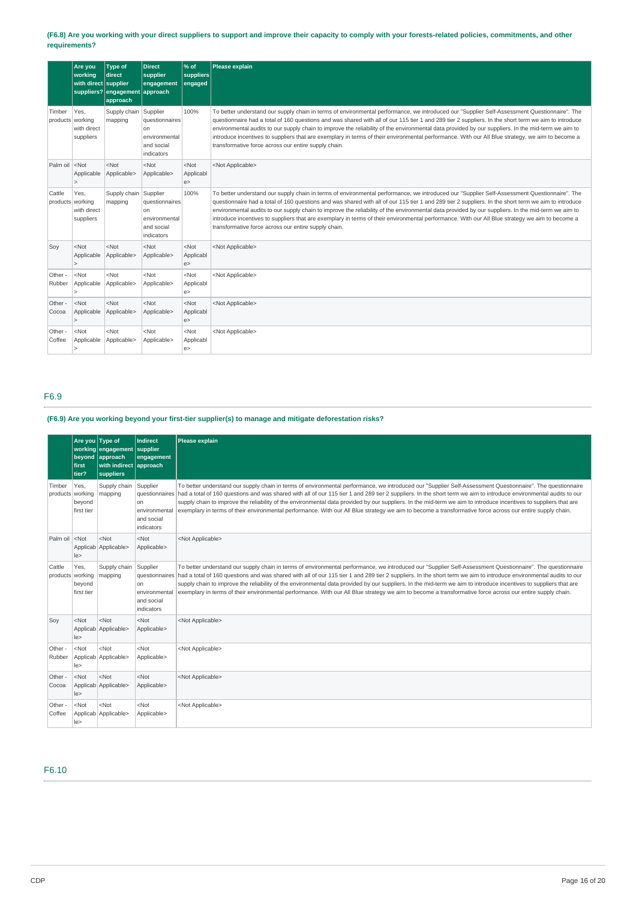**(F6.8) Are you working with your direct suppliers to support and improve their capacity to comply with your forests-related policies, commitments, and other requirements?**

| | Are you working with direct suppliers? | Type of direct supplier engagement approach | Direct supplier engagement approach | % of suppliers engaged | Please explain |
|---|---|---|---|---|---|
| Timber products | Yes, working with direct suppliers | Supply chain mapping | Supplier questionnaires on environmental and social indicators | 100% | To better understand our supply chain in terms of environmental performance, we introduced our "Supplier Self-Assessment Questionnaire". The questionnaire had a total of 160 questions and was shared with all of our 115 tier 1 and 289 tier 2 suppliers. In the short term we aim to introduce environmental audits to our supply chain to improve the reliability of the environmental data provided by our suppliers. In the mid-term we aim to introduce incentives to suppliers that are exemplary in terms of their environmental performance. With our All Blue strategy, we aim to become a transformative force across our entire supply chain. |
| Palm oil | <Not Applicable> | <Not Applicable> | <Not Applicable> | <Not Applicable> | <Not Applicable> |
| Cattle products | Yes, working with direct suppliers | Supply chain mapping | Supplier questionnaires on environmental and social indicators | 100% | To better understand our supply chain in terms of environmental performance, we introduced our "Supplier Self-Assessment Questionnaire". The questionnaire had a total of 160 questions and was shared with all of our 115 tier 1 and 289 tier 2 suppliers. In the short term we aim to introduce environmental audits to our supply chain to improve the reliability of the environmental data provided by our suppliers. In the mid-term we aim to introduce incentives to suppliers that are exemplary in terms of their environmental performance. With our All Blue strategy we aim to become a transformative force across our entire supply chain. |
| Soy | <Not Applicable> | <Not Applicable> | <Not Applicable> | <Not Applicable> | <Not Applicable> |
| Other - Rubber | <Not Applicable> | <Not Applicable> | <Not Applicable> | <Not Applicable> | <Not Applicable> |
| Other - Cocoa | <Not Applicable> | <Not Applicable> | <Not Applicable> | <Not Applicable> | <Not Applicable> |
| Other - Coffee | <Not Applicable> | <Not Applicable> | <Not Applicable> | <Not Applicable> | <Not Applicable> |

## F6.9

**(F6.9) Are you working beyond your first-tier supplier(s) to manage and mitigate deforestation risks?**

| | Are you working beyond first tier? | Type of engagement approach with indirect suppliers | Indirect supplier engagement approach | Please explain |
|---|---|---|---|---|
| Timber products | Yes, working beyond first tier | Supply chain mapping | Supplier questionnaires on environmental and social indicators | To better understand our supply chain in terms of environmental performance, we introduced our "Supplier Self-Assessment Questionnaire". The questionnaire had a total of 160 questions and was shared with all of our 115 tier 1 and 289 tier 2 suppliers. In the short term we aim to introduce environmental audits to our supply chain to improve the reliability of the environmental data provided by our suppliers. In the mid-term we aim to introduce incentives to suppliers that are exemplary in terms of their environmental performance. With our All Blue strategy we aim to become a transformative force across our entire supply chain. |
| Palm oil | <Not Applicable> | <Not Applicable> | <Not Applicable> | <Not Applicable> |
| Cattle products | Yes, working beyond first tier | Supply chain mapping | Supplier questionnaires on environmental and social indicators | To better understand our supply chain in terms of environmental performance, we introduced our "Supplier Self-Assessment Questionnaire". The questionnaire had a total of 160 questions and was shared with all of our 115 tier 1 and 289 tier 2 suppliers. In the short term we aim to introduce environmental audits to our supply chain to improve the reliability of the environmental data provided by our suppliers. In the mid-term we aim to introduce incentives to suppliers that are exemplary in terms of their environmental performance. With our All Blue strategy we aim to become a transformative force across our entire supply chain. |
| Soy | <Not Applicable> | <Not Applicable> | <Not Applicable> | <Not Applicable> |
| Other - Rubber | <Not Applicable> | <Not Applicable> | <Not Applicable> | <Not Applicable> |
| Other - Cocoa | <Not Applicable> | <Not Applicable> | <Not Applicable> | <Not Applicable> |
| Other - Coffee | <Not Applicable> | <Not Applicable> | <Not Applicable> | <Not Applicable> |

## F6.10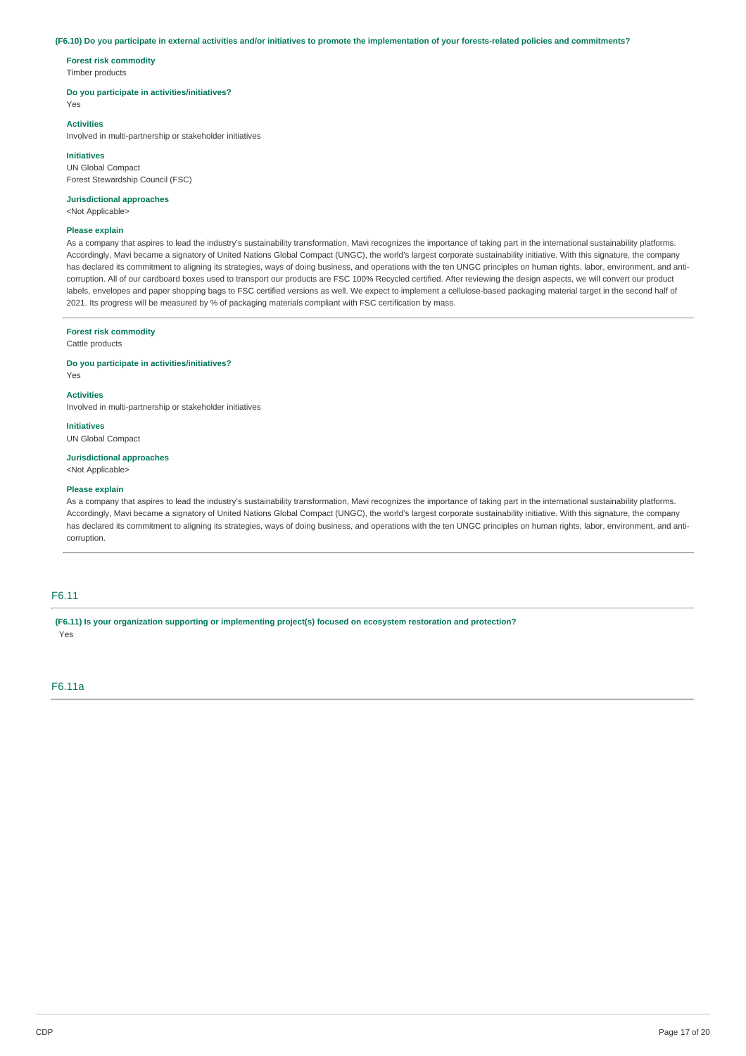**(F6.10) Do you participate in external activities and/or initiatives to promote the implementation of your forests-related policies and commitments?**

**Forest risk commodity**
Timber products

**Do you participate in activities/initiatives?**
Yes

**Activities**
Involved in multi-partnership or stakeholder initiatives

**Initiatives**
UN Global Compact
Forest Stewardship Council (FSC)

**Jurisdictional approaches**
<Not Applicable>

**Please explain**
As a company that aspires to lead the industry's sustainability transformation, Mavi recognizes the importance of taking part in the international sustainability platforms. Accordingly, Mavi became a signatory of United Nations Global Compact (UNGC), the world's largest corporate sustainability initiative. With this signature, the company has declared its commitment to aligning its strategies, ways of doing business, and operations with the ten UNGC principles on human rights, labor, environment, and anti-corruption. All of our cardboard boxes used to transport our products are FSC 100% Recycled certified. After reviewing the design aspects, we will convert our product labels, envelopes and paper shopping bags to FSC certified versions as well. We expect to implement a cellulose-based packaging material target in the second half of 2021. Its progress will be measured by % of packaging materials compliant with FSC certification by mass.

---

**Forest risk commodity**
Cattle products

**Do you participate in activities/initiatives?**
Yes

**Activities**
Involved in multi-partnership or stakeholder initiatives

**Initiatives**
UN Global Compact

**Jurisdictional approaches**
<Not Applicable>

**Please explain**
As a company that aspires to lead the industry's sustainability transformation, Mavi recognizes the importance of taking part in the international sustainability platforms. Accordingly, Mavi became a signatory of United Nations Global Compact (UNGC), the world's largest corporate sustainability initiative. With this signature, the company has declared its commitment to aligning its strategies, ways of doing business, and operations with the ten UNGC principles on human rights, labor, environment, and anti-corruption.

---

## F6.11

**(F6.11) Is your organization supporting or implementing project(s) focused on ecosystem restoration and protection?**
Yes

## F6.11a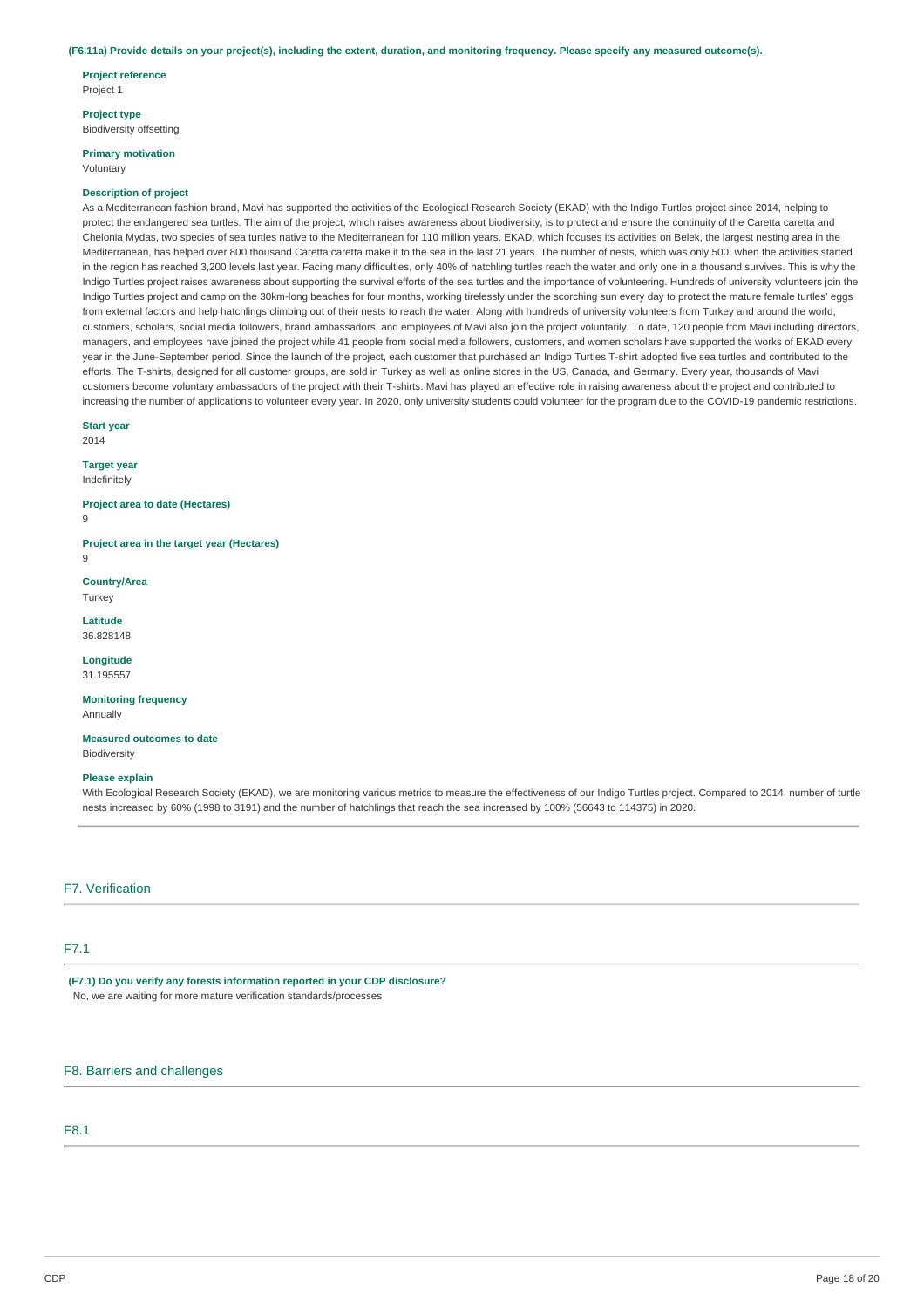**(F6.11a) Provide details on your project(s), including the extent, duration, and monitoring frequency. Please specify any measured outcome(s).**

**Project reference**
Project 1

**Project type**
Biodiversity offsetting

**Primary motivation**
Voluntary

**Description of project**
As a Mediterranean fashion brand, Mavi has supported the activities of the Ecological Research Society (EKAD) with the Indigo Turtles project since 2014, helping to protect the endangered sea turtles. The aim of the project, which raises awareness about biodiversity, is to protect and ensure the continuity of the Caretta caretta and Chelonia Mydas, two species of sea turtles native to the Mediterranean for 110 million years. EKAD, which focuses its activities on Belek, the largest nesting area in the Mediterranean, has helped over 800 thousand Caretta caretta make it to the sea in the last 21 years. The number of nests, which was only 500, when the activities started in the region has reached 3,200 levels last year. Facing many difficulties, only 40% of hatchling turtles reach the water and only one in a thousand survives. This is why the Indigo Turtles project raises awareness about supporting the survival efforts of the sea turtles and the importance of volunteering. Hundreds of university volunteers join the Indigo Turtles project and camp on the 30km-long beaches for four months, working tirelessly under the scorching sun every day to protect the mature female turtles' eggs from external factors and help hatchlings climbing out of their nests to reach the water. Along with hundreds of university volunteers from Turkey and around the world, customers, scholars, social media followers, brand ambassadors, and employees of Mavi also join the project voluntarily. To date, 120 people from Mavi including directors, managers, and employees have joined the project while 41 people from social media followers, customers, and women scholars have supported the works of EKAD every year in the June-September period. Since the launch of the project, each customer that purchased an Indigo Turtles T-shirt adopted five sea turtles and contributed to the efforts. The T-shirts, designed for all customer groups, are sold in Turkey as well as online stores in the US, Canada, and Germany. Every year, thousands of Mavi customers become voluntary ambassadors of the project with their T-shirts. Mavi has played an effective role in raising awareness about the project and contributed to increasing the number of applications to volunteer every year. In 2020, only university students could volunteer for the program due to the COVID-19 pandemic restrictions.

**Start year**
2014

**Target year**
Indefinitely

**Project area to date (Hectares)**
9

**Project area in the target year (Hectares)**
9

**Country/Area**
Turkey

**Latitude**
36.828148

**Longitude**
31.195557

**Monitoring frequency**
Annually

**Measured outcomes to date**
Biodiversity

**Please explain**
With Ecological Research Society (EKAD), we are monitoring various metrics to measure the effectiveness of our Indigo Turtles project. Compared to 2014, number of turtle nests increased by 60% (1998 to 3191) and the number of hatchlings that reach the sea increased by 100% (56643 to 114375) in 2020.

## F7. Verification

### F7.1

**(F7.1) Do you verify any forests information reported in your CDP disclosure?**
No, we are waiting for more mature verification standards/processes

## F8. Barriers and challenges

### F8.1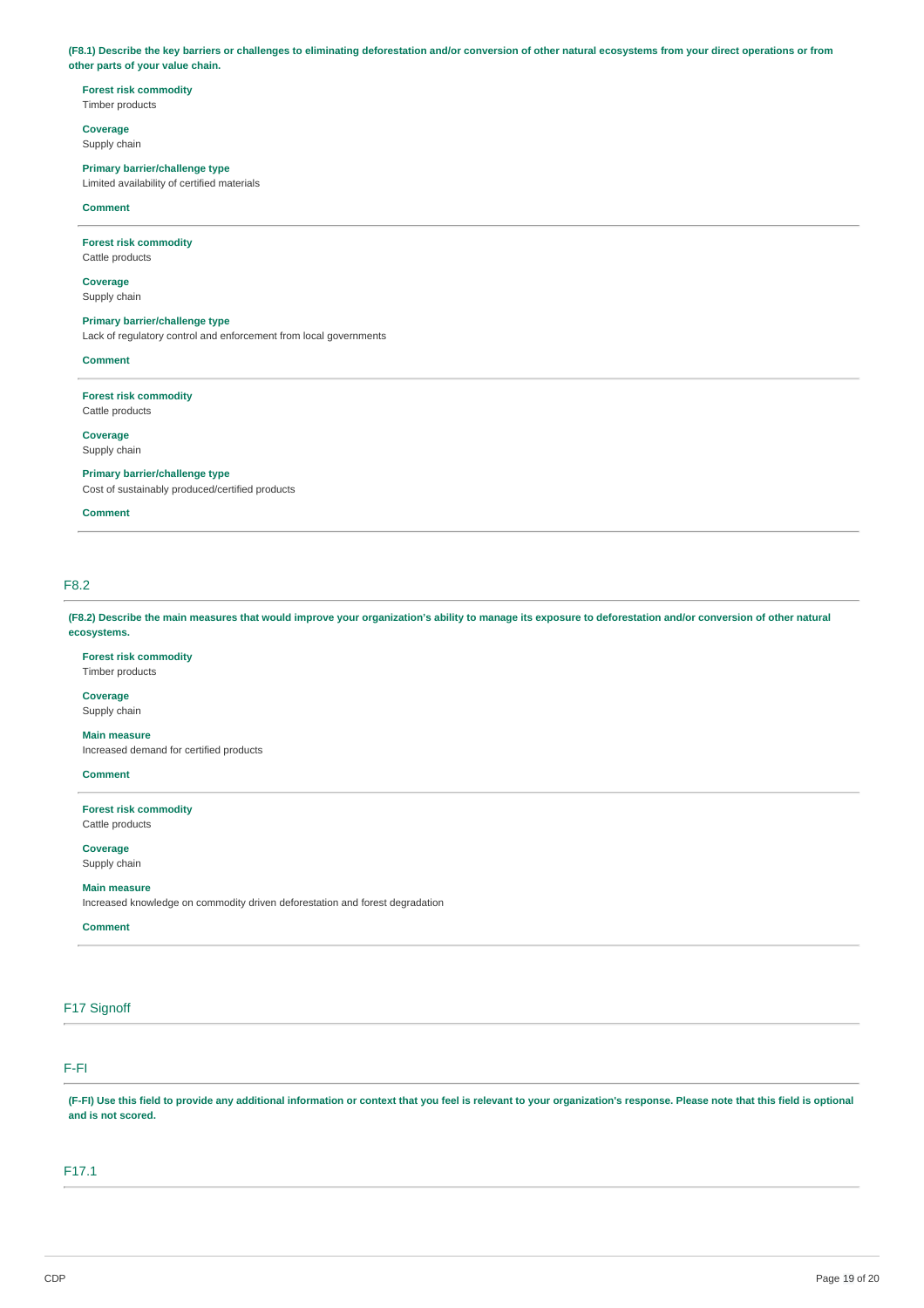**(F8.1) Describe the key barriers or challenges to eliminating deforestation and/or conversion of other natural ecosystems from your direct operations or from other parts of your value chain.**

**Forest risk commodity**
Timber products

**Coverage**
Supply chain

**Primary barrier/challenge type**
Limited availability of certified materials

**Comment**

---

**Forest risk commodity**
Cattle products

**Coverage**
Supply chain

**Primary barrier/challenge type**
Lack of regulatory control and enforcement from local governments

**Comment**

---

**Forest risk commodity**
Cattle products

**Coverage**
Supply chain

**Primary barrier/challenge type**
Cost of sustainably produced/certified products

**Comment**

---

## F8.2

**(F8.2) Describe the main measures that would improve your organization's ability to manage its exposure to deforestation and/or conversion of other natural ecosystems.**

**Forest risk commodity**
Timber products

**Coverage**
Supply chain

**Main measure**
Increased demand for certified products

**Comment**

---

**Forest risk commodity**
Cattle products

**Coverage**
Supply chain

**Main measure**
Increased knowledge on commodity driven deforestation and forest degradation

**Comment**

---

## F17 Signoff

## F-FI

**(F-FI) Use this field to provide any additional information or context that you feel is relevant to your organization's response. Please note that this field is optional and is not scored.**

## F17.1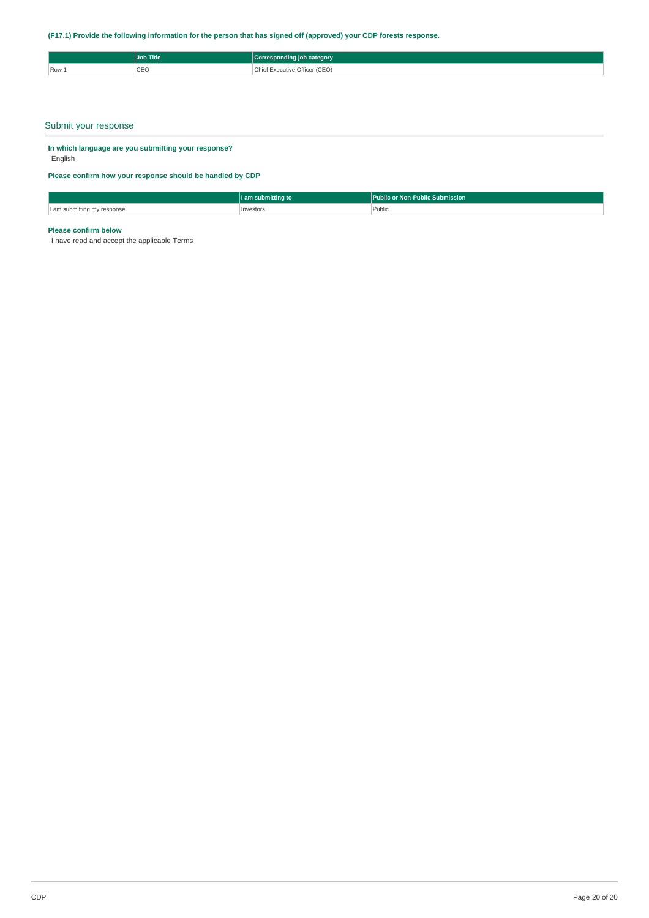**(F17.1) Provide the following information for the person that has signed off (approved) your CDP forests response.**

| | Job Title | Corresponding job category |
|---|---|---|
| Row 1 | CEO | Chief Executive Officer (CEO) |

## Submit your response

**In which language are you submitting your response?**

English

**Please confirm how your response should be handled by CDP**

| | I am submitting to | Public or Non-Public Submission |
|---|---|---|
| I am submitting my response | Investors | Public |

**Please confirm below**

I have read and accept the applicable Terms